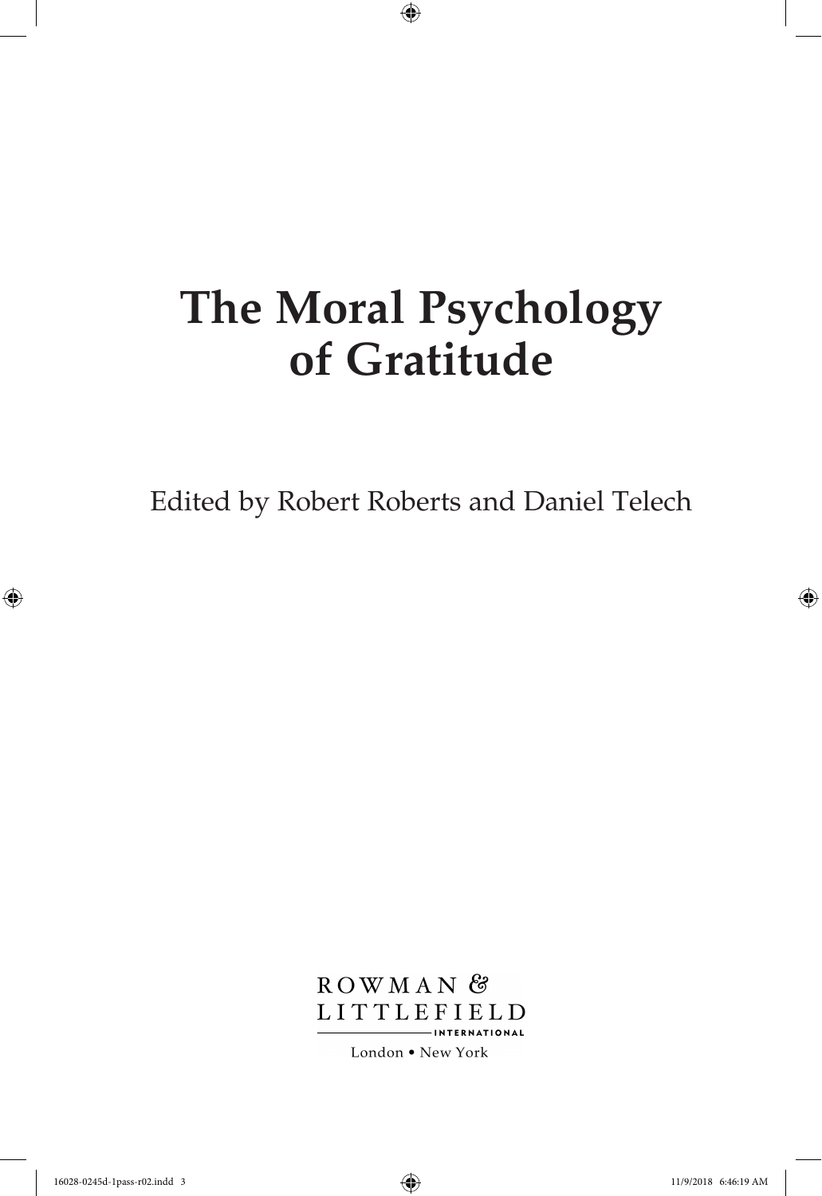# The Moral Psychology of Gratitude

Edited by Robert Roberts and Daniel Telech

ROWMAN & LITTLEFIELD

INTERNATIONAL

London • New York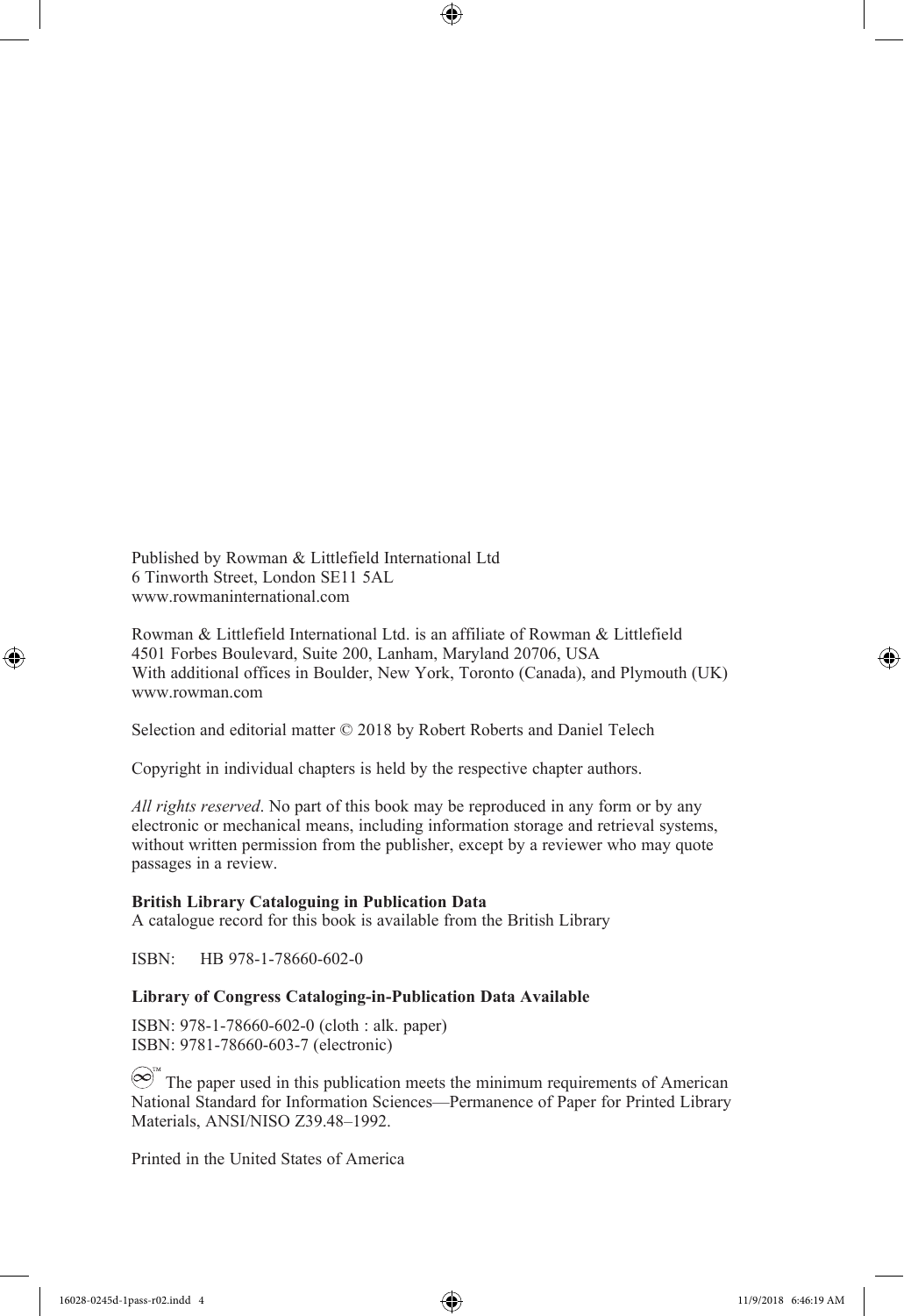Published by Rowman & Littlefield International Ltd
6 Tinworth Street, London SE11 5AL
www.rowmaninternational.com

Rowman & Littlefield International Ltd. is an affiliate of Rowman & Littlefield
4501 Forbes Boulevard, Suite 200, Lanham, Maryland 20706, USA
With additional offices in Boulder, New York, Toronto (Canada), and Plymouth (UK)
www.rowman.com

Selection and editorial matter © 2018 by Robert Roberts and Daniel Telech

Copyright in individual chapters is held by the respective chapter authors.

*All rights reserved*. No part of this book may be reproduced in any form or by any electronic or mechanical means, including information storage and retrieval systems, without written permission from the publisher, except by a reviewer who may quote passages in a review.

**British Library Cataloguing in Publication Data**
A catalogue record for this book is available from the British Library

ISBN: HB 978-1-78660-602-0

**Library of Congress Cataloging-in-Publication Data Available**

ISBN: 978-1-78660-602-0 (cloth : alk. paper)
ISBN: 9781-78660-603-7 (electronic)

∞™ The paper used in this publication meets the minimum requirements of American National Standard for Information Sciences—Permanence of Paper for Printed Library Materials, ANSI/NISO Z39.48–1992.

Printed in the United States of America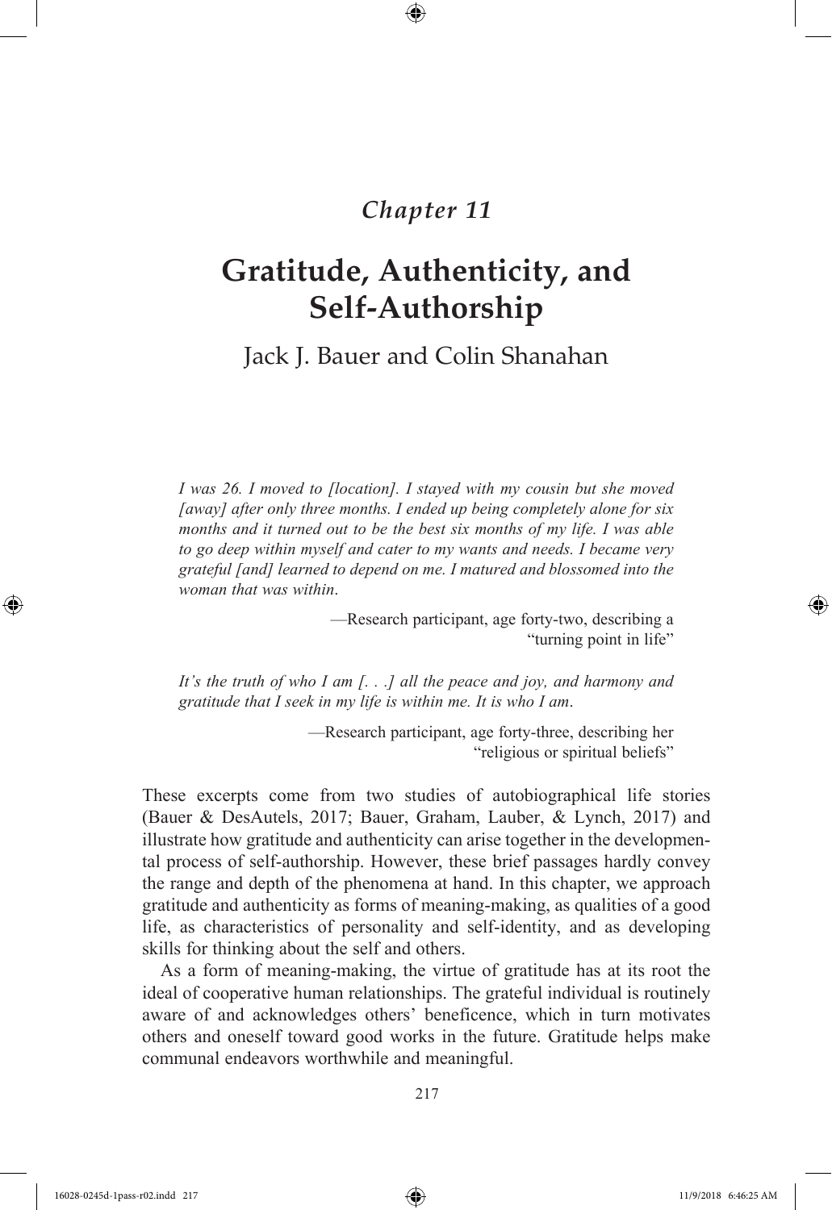*Chapter 11*

# Gratitude, Authenticity, and Self-Authorship

Jack J. Bauer and Colin Shanahan

*I was 26. I moved to [location]. I stayed with my cousin but she moved [away] after only three months. I ended up being completely alone for six months and it turned out to be the best six months of my life. I was able to go deep within myself and cater to my wants and needs. I became very grateful [and] learned to depend on me. I matured and blossomed into the woman that was within.*

—Research participant, age forty-two, describing a "turning point in life"

*It's the truth of who I am [. . .] all the peace and joy, and harmony and gratitude that I seek in my life is within me. It is who I am.*

—Research participant, age forty-three, describing her "religious or spiritual beliefs"

These excerpts come from two studies of autobiographical life stories (Bauer & DesAutels, 2017; Bauer, Graham, Lauber, & Lynch, 2017) and illustrate how gratitude and authenticity can arise together in the developmental process of self-authorship. However, these brief passages hardly convey the range and depth of the phenomena at hand. In this chapter, we approach gratitude and authenticity as forms of meaning-making, as qualities of a good life, as characteristics of personality and self-identity, and as developing skills for thinking about the self and others.

As a form of meaning-making, the virtue of gratitude has at its root the ideal of cooperative human relationships. The grateful individual is routinely aware of and acknowledges others' beneficence, which in turn motivates others and oneself toward good works in the future. Gratitude helps make communal endeavors worthwhile and meaningful.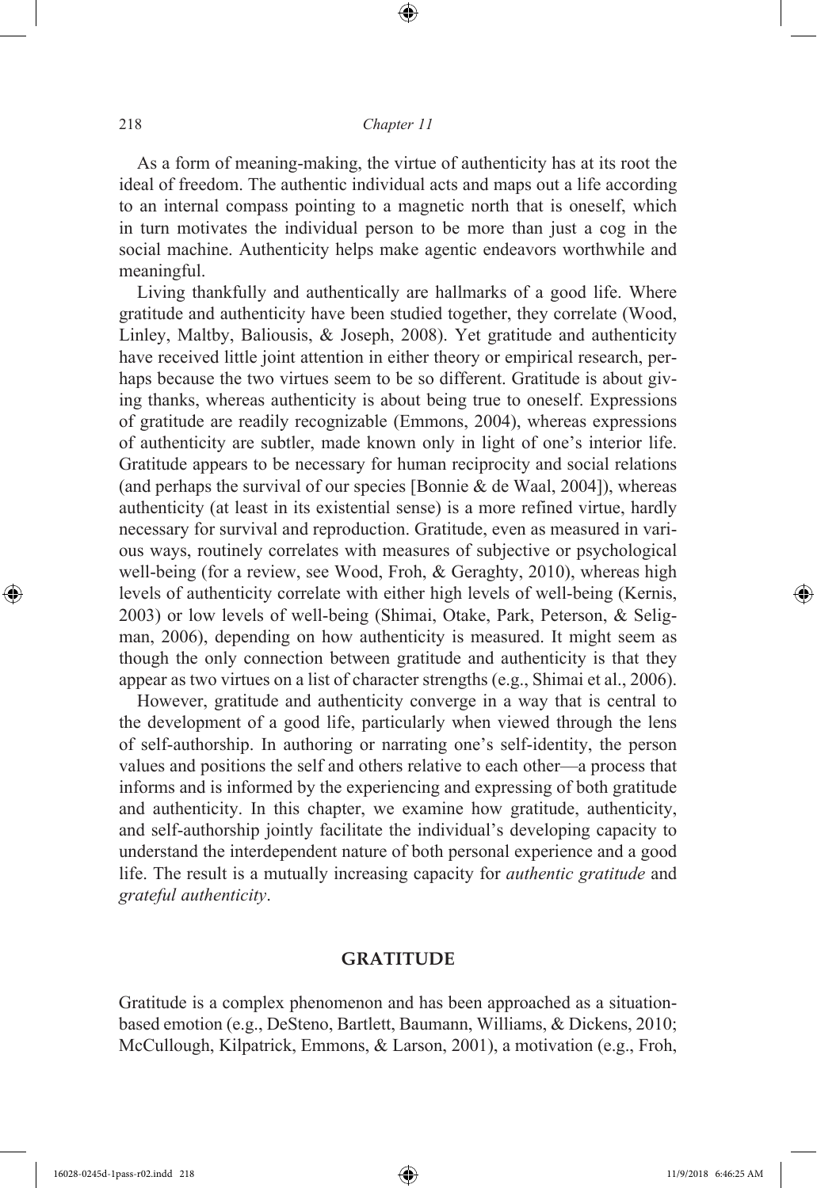As a form of meaning-making, the virtue of authenticity has at its root the ideal of freedom. The authentic individual acts and maps out a life according to an internal compass pointing to a magnetic north that is oneself, which in turn motivates the individual person to be more than just a cog in the social machine. Authenticity helps make agentic endeavors worthwhile and meaningful.

Living thankfully and authentically are hallmarks of a good life. Where gratitude and authenticity have been studied together, they correlate (Wood, Linley, Maltby, Baliousis, & Joseph, 2008). Yet gratitude and authenticity have received little joint attention in either theory or empirical research, perhaps because the two virtues seem to be so different. Gratitude is about giving thanks, whereas authenticity is about being true to oneself. Expressions of gratitude are readily recognizable (Emmons, 2004), whereas expressions of authenticity are subtler, made known only in light of one's interior life. Gratitude appears to be necessary for human reciprocity and social relations (and perhaps the survival of our species [Bonnie & de Waal, 2004]), whereas authenticity (at least in its existential sense) is a more refined virtue, hardly necessary for survival and reproduction. Gratitude, even as measured in various ways, routinely correlates with measures of subjective or psychological well-being (for a review, see Wood, Froh, & Geraghty, 2010), whereas high levels of authenticity correlate with either high levels of well-being (Kernis, 2003) or low levels of well-being (Shimai, Otake, Park, Peterson, & Seligman, 2006), depending on how authenticity is measured. It might seem as though the only connection between gratitude and authenticity is that they appear as two virtues on a list of character strengths (e.g., Shimai et al., 2006).

However, gratitude and authenticity converge in a way that is central to the development of a good life, particularly when viewed through the lens of self-authorship. In authoring or narrating one's self-identity, the person values and positions the self and others relative to each other—a process that informs and is informed by the experiencing and expressing of both gratitude and authenticity. In this chapter, we examine how gratitude, authenticity, and self-authorship jointly facilitate the individual's developing capacity to understand the interdependent nature of both personal experience and a good life. The result is a mutually increasing capacity for *authentic gratitude* and *grateful authenticity*.

## GRATITUDE

Gratitude is a complex phenomenon and has been approached as a situation-based emotion (e.g., DeSteno, Bartlett, Baumann, Williams, & Dickens, 2010; McCullough, Kilpatrick, Emmons, & Larson, 2001), a motivation (e.g., Froh,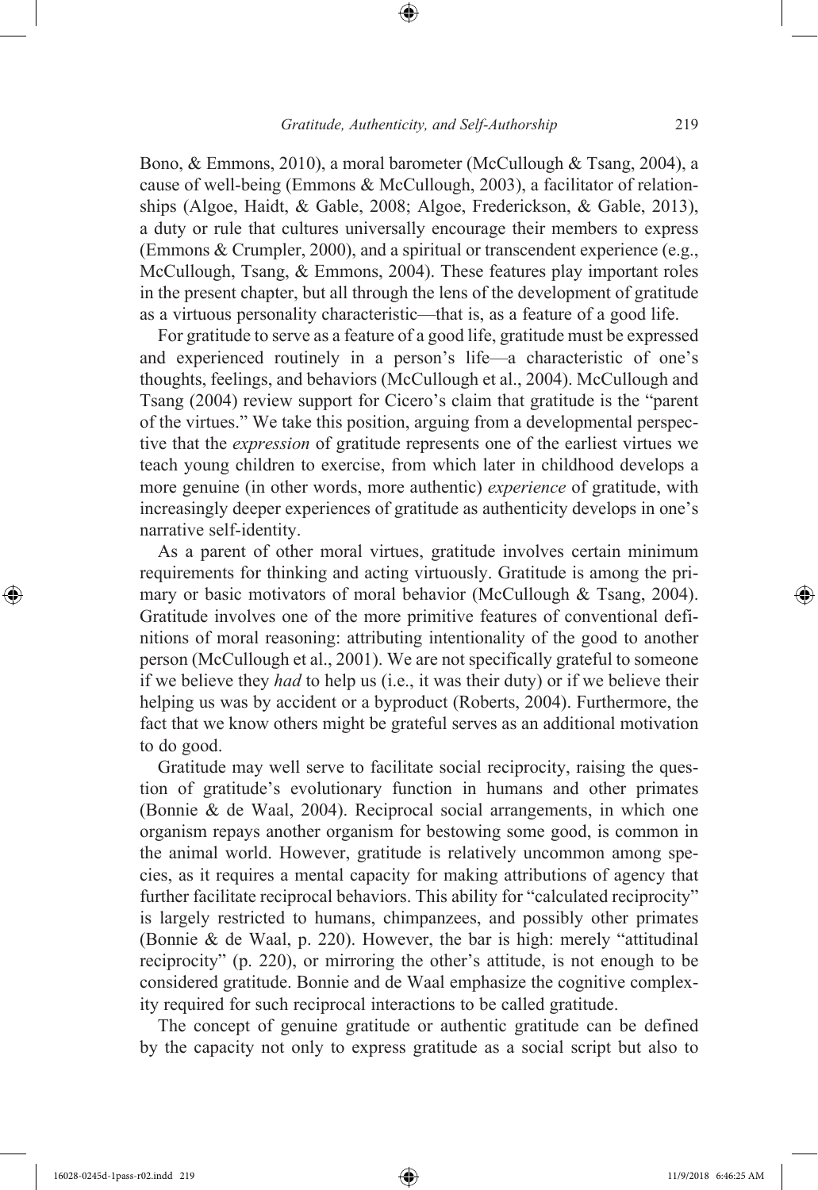Bono, & Emmons, 2010), a moral barometer (McCullough & Tsang, 2004), a cause of well-being (Emmons & McCullough, 2003), a facilitator of relationships (Algoe, Haidt, & Gable, 2008; Algoe, Frederickson, & Gable, 2013), a duty or rule that cultures universally encourage their members to express (Emmons & Crumpler, 2000), and a spiritual or transcendent experience (e.g., McCullough, Tsang, & Emmons, 2004). These features play important roles in the present chapter, but all through the lens of the development of gratitude as a virtuous personality characteristic—that is, as a feature of a good life.

For gratitude to serve as a feature of a good life, gratitude must be expressed and experienced routinely in a person's life—a characteristic of one's thoughts, feelings, and behaviors (McCullough et al., 2004). McCullough and Tsang (2004) review support for Cicero's claim that gratitude is the "parent of the virtues." We take this position, arguing from a developmental perspective that the *expression* of gratitude represents one of the earliest virtues we teach young children to exercise, from which later in childhood develops a more genuine (in other words, more authentic) *experience* of gratitude, with increasingly deeper experiences of gratitude as authenticity develops in one's narrative self-identity.

As a parent of other moral virtues, gratitude involves certain minimum requirements for thinking and acting virtuously. Gratitude is among the primary or basic motivators of moral behavior (McCullough & Tsang, 2004). Gratitude involves one of the more primitive features of conventional definitions of moral reasoning: attributing intentionality of the good to another person (McCullough et al., 2001). We are not specifically grateful to someone if we believe they *had* to help us (i.e., it was their duty) or if we believe their helping us was by accident or a byproduct (Roberts, 2004). Furthermore, the fact that we know others might be grateful serves as an additional motivation to do good.

Gratitude may well serve to facilitate social reciprocity, raising the question of gratitude's evolutionary function in humans and other primates (Bonnie & de Waal, 2004). Reciprocal social arrangements, in which one organism repays another organism for bestowing some good, is common in the animal world. However, gratitude is relatively uncommon among species, as it requires a mental capacity for making attributions of agency that further facilitate reciprocal behaviors. This ability for "calculated reciprocity" is largely restricted to humans, chimpanzees, and possibly other primates (Bonnie & de Waal, p. 220). However, the bar is high: merely "attitudinal reciprocity" (p. 220), or mirroring the other's attitude, is not enough to be considered gratitude. Bonnie and de Waal emphasize the cognitive complexity required for such reciprocal interactions to be called gratitude.

The concept of genuine gratitude or authentic gratitude can be defined by the capacity not only to express gratitude as a social script but also to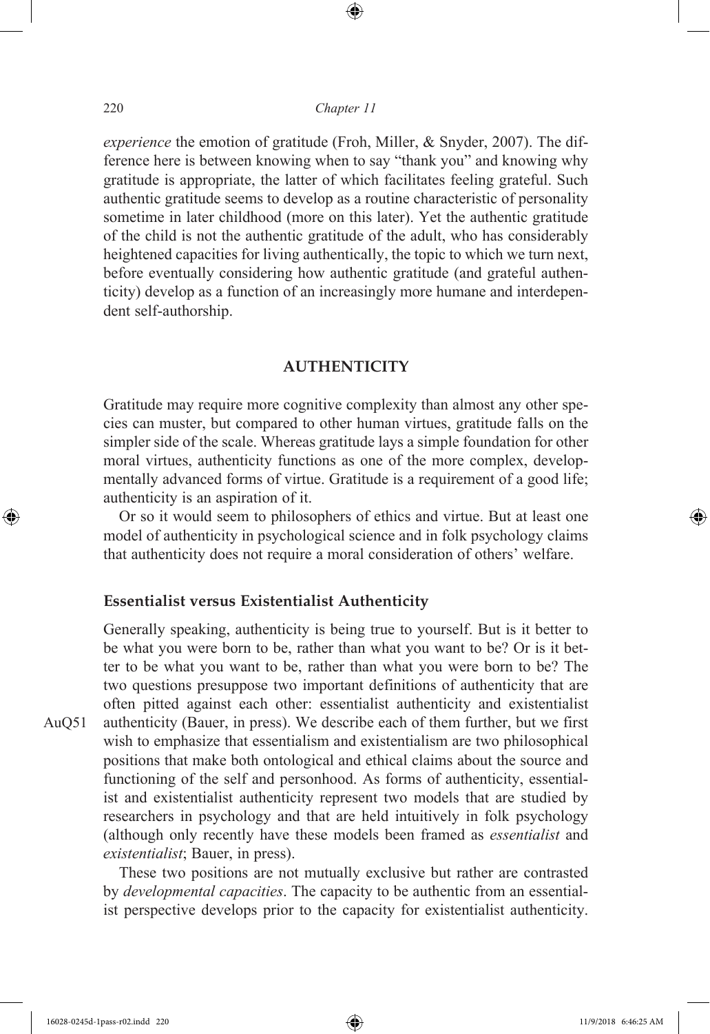*experience* the emotion of gratitude (Froh, Miller, & Snyder, 2007). The difference here is between knowing when to say "thank you" and knowing why gratitude is appropriate, the latter of which facilitates feeling grateful. Such authentic gratitude seems to develop as a routine characteristic of personality sometime in later childhood (more on this later). Yet the authentic gratitude of the child is not the authentic gratitude of the adult, who has considerably heightened capacities for living authentically, the topic to which we turn next, before eventually considering how authentic gratitude (and grateful authenticity) develop as a function of an increasingly more humane and interdependent self-authorship.

## AUTHENTICITY

Gratitude may require more cognitive complexity than almost any other species can muster, but compared to other human virtues, gratitude falls on the simpler side of the scale. Whereas gratitude lays a simple foundation for other moral virtues, authenticity functions as one of the more complex, developmentally advanced forms of virtue. Gratitude is a requirement of a good life; authenticity is an aspiration of it.

Or so it would seem to philosophers of ethics and virtue. But at least one model of authenticity in psychological science and in folk psychology claims that authenticity does not require a moral consideration of others' welfare.

### Essentialist versus Existentialist Authenticity

Generally speaking, authenticity is being true to yourself. But is it better to be what you were born to be, rather than what you want to be? Or is it better to be what you want to be, rather than what you were born to be? The two questions presuppose two important definitions of authenticity that are often pitted against each other: essentialist authenticity and existentialist authenticity (Bauer, in press). We describe each of them further, but we first wish to emphasize that essentialism and existentialism are two philosophical positions that make both ontological and ethical claims about the source and functioning of the self and personhood. As forms of authenticity, essentialist and existentialist authenticity represent two models that are studied by researchers in psychology and that are held intuitively in folk psychology (although only recently have these models been framed as *essentialist* and *existentialist*; Bauer, in press).

These two positions are not mutually exclusive but rather are contrasted by *developmental capacities*. The capacity to be authentic from an essentialist perspective develops prior to the capacity for existentialist authenticity.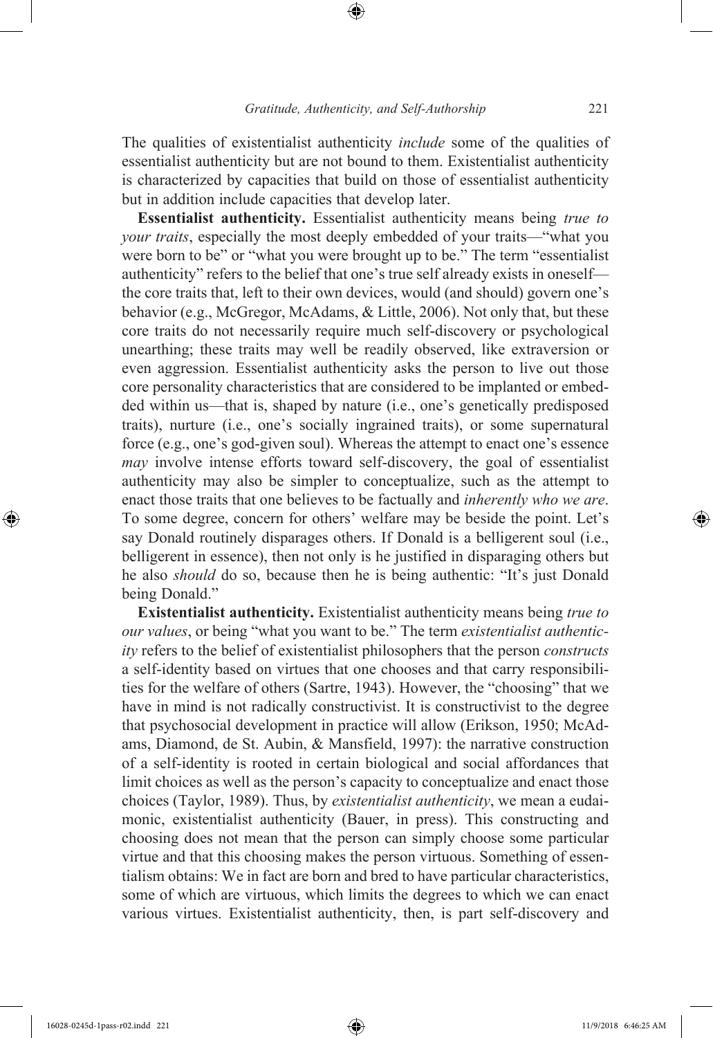The qualities of existentialist authenticity *include* some of the qualities of essentialist authenticity but are not bound to them. Existentialist authenticity is characterized by capacities that build on those of essentialist authenticity but in addition include capacities that develop later.

**Essentialist authenticity.** Essentialist authenticity means being *true to your traits*, especially the most deeply embedded of your traits—"what you were born to be" or "what you were brought up to be." The term "essentialist authenticity" refers to the belief that one's true self already exists in oneself—the core traits that, left to their own devices, would (and should) govern one's behavior (e.g., McGregor, McAdams, & Little, 2006). Not only that, but these core traits do not necessarily require much self-discovery or psychological unearthing; these traits may well be readily observed, like extraversion or even aggression. Essentialist authenticity asks the person to live out those core personality characteristics that are considered to be implanted or embedded within us—that is, shaped by nature (i.e., one's genetically predisposed traits), nurture (i.e., one's socially ingrained traits), or some supernatural force (e.g., one's god-given soul). Whereas the attempt to enact one's essence *may* involve intense efforts toward self-discovery, the goal of essentialist authenticity may also be simpler to conceptualize, such as the attempt to enact those traits that one believes to be factually and *inherently who we are*. To some degree, concern for others' welfare may be beside the point. Let's say Donald routinely disparages others. If Donald is a belligerent soul (i.e., belligerent in essence), then not only is he justified in disparaging others but he also *should* do so, because then he is being authentic: "It's just Donald being Donald."

**Existentialist authenticity.** Existentialist authenticity means being *true to our values*, or being "what you want to be." The term *existentialist authenticity* refers to the belief of existentialist philosophers that the person *constructs* a self-identity based on virtues that one chooses and that carry responsibilities for the welfare of others (Sartre, 1943). However, the "choosing" that we have in mind is not radically constructivist. It is constructivist to the degree that psychosocial development in practice will allow (Erikson, 1950; McAdams, Diamond, de St. Aubin, & Mansfield, 1997): the narrative construction of a self-identity is rooted in certain biological and social affordances that limit choices as well as the person's capacity to conceptualize and enact those choices (Taylor, 1989). Thus, by *existentialist authenticity*, we mean a eudaimonic, existentialist authenticity (Bauer, in press). This constructing and choosing does not mean that the person can simply choose some particular virtue and that this choosing makes the person virtuous. Something of essentialism obtains: We in fact are born and bred to have particular characteristics, some of which are virtuous, which limits the degrees to which we can enact various virtues. Existentialist authenticity, then, is part self-discovery and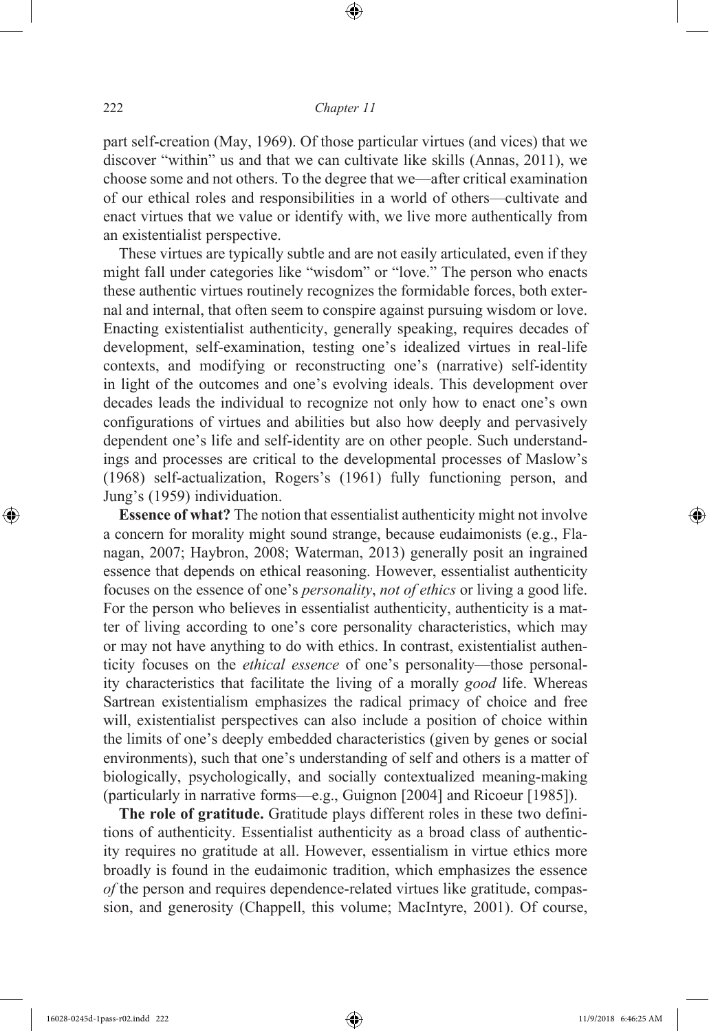part self-creation (May, 1969). Of those particular virtues (and vices) that we discover "within" us and that we can cultivate like skills (Annas, 2011), we choose some and not others. To the degree that we—after critical examination of our ethical roles and responsibilities in a world of others—cultivate and enact virtues that we value or identify with, we live more authentically from an existentialist perspective.

These virtues are typically subtle and are not easily articulated, even if they might fall under categories like "wisdom" or "love." The person who enacts these authentic virtues routinely recognizes the formidable forces, both external and internal, that often seem to conspire against pursuing wisdom or love. Enacting existentialist authenticity, generally speaking, requires decades of development, self-examination, testing one's idealized virtues in real-life contexts, and modifying or reconstructing one's (narrative) self-identity in light of the outcomes and one's evolving ideals. This development over decades leads the individual to recognize not only how to enact one's own configurations of virtues and abilities but also how deeply and pervasively dependent one's life and self-identity are on other people. Such understandings and processes are critical to the developmental processes of Maslow's (1968) self-actualization, Rogers's (1961) fully functioning person, and Jung's (1959) individuation.

**Essence of what?** The notion that essentialist authenticity might not involve a concern for morality might sound strange, because eudaimonists (e.g., Flanagan, 2007; Haybron, 2008; Waterman, 2013) generally posit an ingrained essence that depends on ethical reasoning. However, essentialist authenticity focuses on the essence of one's *personality*, *not of ethics* or living a good life. For the person who believes in essentialist authenticity, authenticity is a matter of living according to one's core personality characteristics, which may or may not have anything to do with ethics. In contrast, existentialist authenticity focuses on the *ethical essence* of one's personality—those personality characteristics that facilitate the living of a morally *good* life. Whereas Sartrean existentialism emphasizes the radical primacy of choice and free will, existentialist perspectives can also include a position of choice within the limits of one's deeply embedded characteristics (given by genes or social environments), such that one's understanding of self and others is a matter of biologically, psychologically, and socially contextualized meaning-making (particularly in narrative forms—e.g., Guignon [2004] and Ricoeur [1985]).

**The role of gratitude.** Gratitude plays different roles in these two definitions of authenticity. Essentialist authenticity as a broad class of authenticity requires no gratitude at all. However, essentialism in virtue ethics more broadly is found in the eudaimonic tradition, which emphasizes the essence *of* the person and requires dependence-related virtues like gratitude, compassion, and generosity (Chappell, this volume; MacIntyre, 2001). Of course,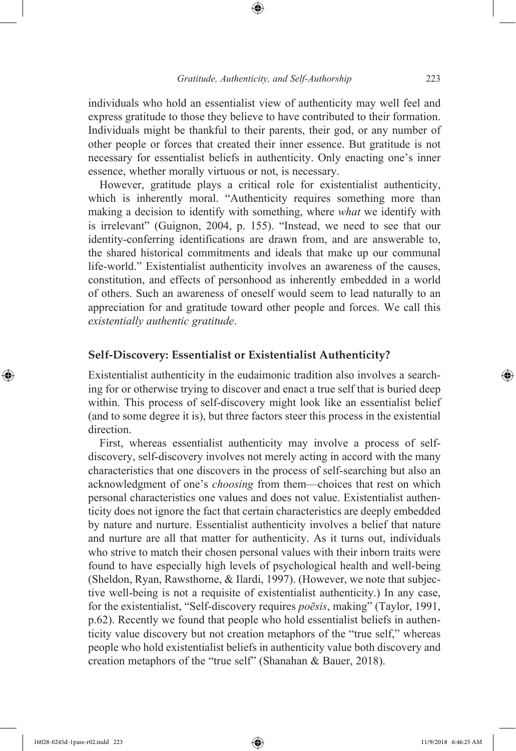individuals who hold an essentialist view of authenticity may well feel and express gratitude to those they believe to have contributed to their formation. Individuals might be thankful to their parents, their god, or any number of other people or forces that created their inner essence. But gratitude is not necessary for essentialist beliefs in authenticity. Only enacting one's inner essence, whether morally virtuous or not, is necessary.

However, gratitude plays a critical role for existentialist authenticity, which is inherently moral. "Authenticity requires something more than making a decision to identify with something, where *what* we identify with is irrelevant" (Guignon, 2004, p. 155). "Instead, we need to see that our identity-conferring identifications are drawn from, and are answerable to, the shared historical commitments and ideals that make up our communal life-world." Existentialist authenticity involves an awareness of the causes, constitution, and effects of personhood as inherently embedded in a world of others. Such an awareness of oneself would seem to lead naturally to an appreciation for and gratitude toward other people and forces. We call this *existentially authentic gratitude*.

## Self-Discovery: Essentialist or Existentialist Authenticity?

Existentialist authenticity in the eudaimonic tradition also involves a searching for or otherwise trying to discover and enact a true self that is buried deep within. This process of self-discovery might look like an essentialist belief (and to some degree it is), but three factors steer this process in the existential direction.

First, whereas essentialist authenticity may involve a process of self-discovery, self-discovery involves not merely acting in accord with the many characteristics that one discovers in the process of self-searching but also an acknowledgment of one's *choosing* from them—choices that rest on which personal characteristics one values and does not value. Existentialist authenticity does not ignore the fact that certain characteristics are deeply embedded by nature and nurture. Essentialist authenticity involves a belief that nature and nurture are all that matter for authenticity. As it turns out, individuals who strive to match their chosen personal values with their inborn traits were found to have especially high levels of psychological health and well-being (Sheldon, Ryan, Rawsthorne, & Ilardi, 1997). (However, we note that subjective well-being is not a requisite of existentialist authenticity.) In any case, for the existentialist, "Self-discovery requires *poēsis*, making" (Taylor, 1991, p.62). Recently we found that people who hold essentialist beliefs in authenticity value discovery but not creation metaphors of the "true self," whereas people who hold existentialist beliefs in authenticity value both discovery and creation metaphors of the "true self" (Shanahan & Bauer, 2018).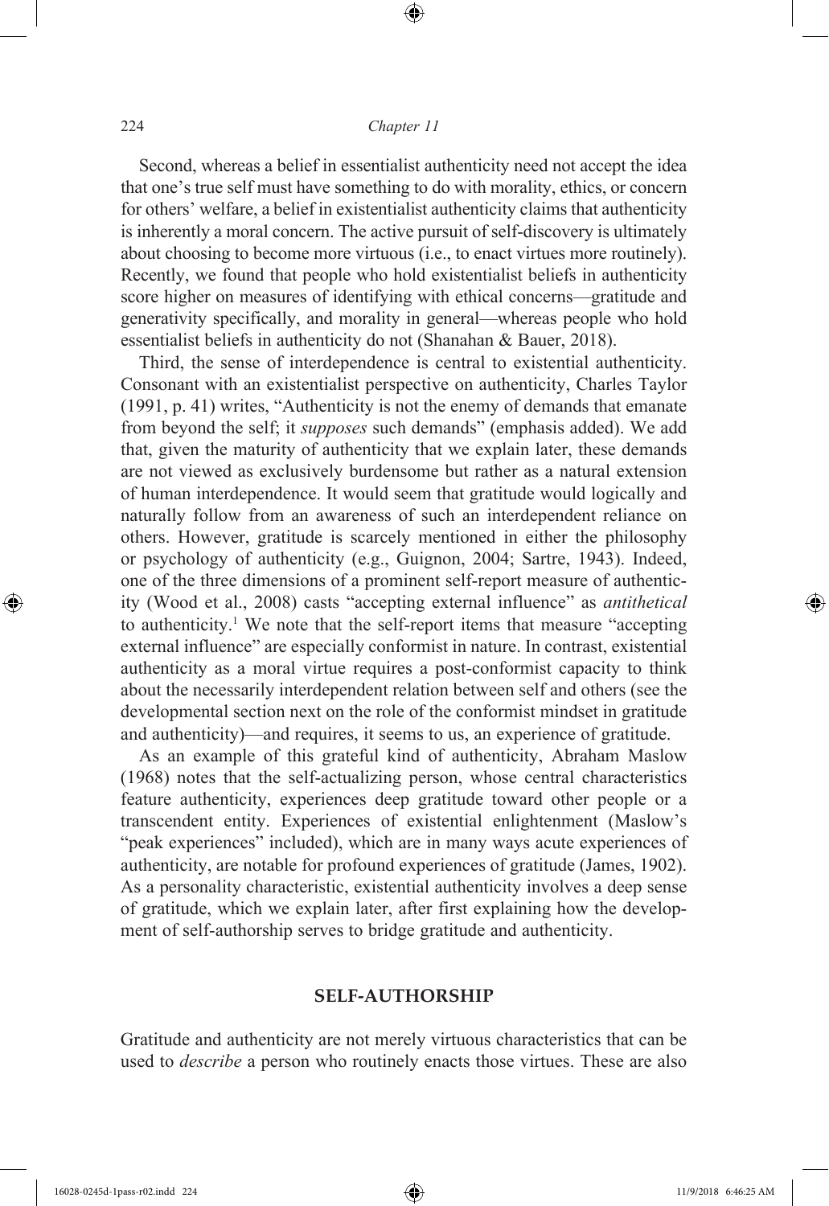Second, whereas a belief in essentialist authenticity need not accept the idea that one's true self must have something to do with morality, ethics, or concern for others' welfare, a belief in existentialist authenticity claims that authenticity is inherently a moral concern. The active pursuit of self-discovery is ultimately about choosing to become more virtuous (i.e., to enact virtues more routinely). Recently, we found that people who hold existentialist beliefs in authenticity score higher on measures of identifying with ethical concerns—gratitude and generativity specifically, and morality in general—whereas people who hold essentialist beliefs in authenticity do not (Shanahan & Bauer, 2018).

Third, the sense of interdependence is central to existential authenticity. Consonant with an existentialist perspective on authenticity, Charles Taylor (1991, p. 41) writes, "Authenticity is not the enemy of demands that emanate from beyond the self; it *supposes* such demands" (emphasis added). We add that, given the maturity of authenticity that we explain later, these demands are not viewed as exclusively burdensome but rather as a natural extension of human interdependence. It would seem that gratitude would logically and naturally follow from an awareness of such an interdependent reliance on others. However, gratitude is scarcely mentioned in either the philosophy or psychology of authenticity (e.g., Guignon, 2004; Sartre, 1943). Indeed, one of the three dimensions of a prominent self-report measure of authenticity (Wood et al., 2008) casts "accepting external influence" as *antithetical* to authenticity.[1] We note that the self-report items that measure "accepting external influence" are especially conformist in nature. In contrast, existential authenticity as a moral virtue requires a post-conformist capacity to think about the necessarily interdependent relation between self and others (see the developmental section next on the role of the conformist mindset in gratitude and authenticity)—and requires, it seems to us, an experience of gratitude.

As an example of this grateful kind of authenticity, Abraham Maslow (1968) notes that the self-actualizing person, whose central characteristics feature authenticity, experiences deep gratitude toward other people or a transcendent entity. Experiences of existential enlightenment (Maslow's "peak experiences" included), which are in many ways acute experiences of authenticity, are notable for profound experiences of gratitude (James, 1902). As a personality characteristic, existential authenticity involves a deep sense of gratitude, which we explain later, after first explaining how the development of self-authorship serves to bridge gratitude and authenticity.

## SELF-AUTHORSHIP

Gratitude and authenticity are not merely virtuous characteristics that can be used to *describe* a person who routinely enacts those virtues. These are also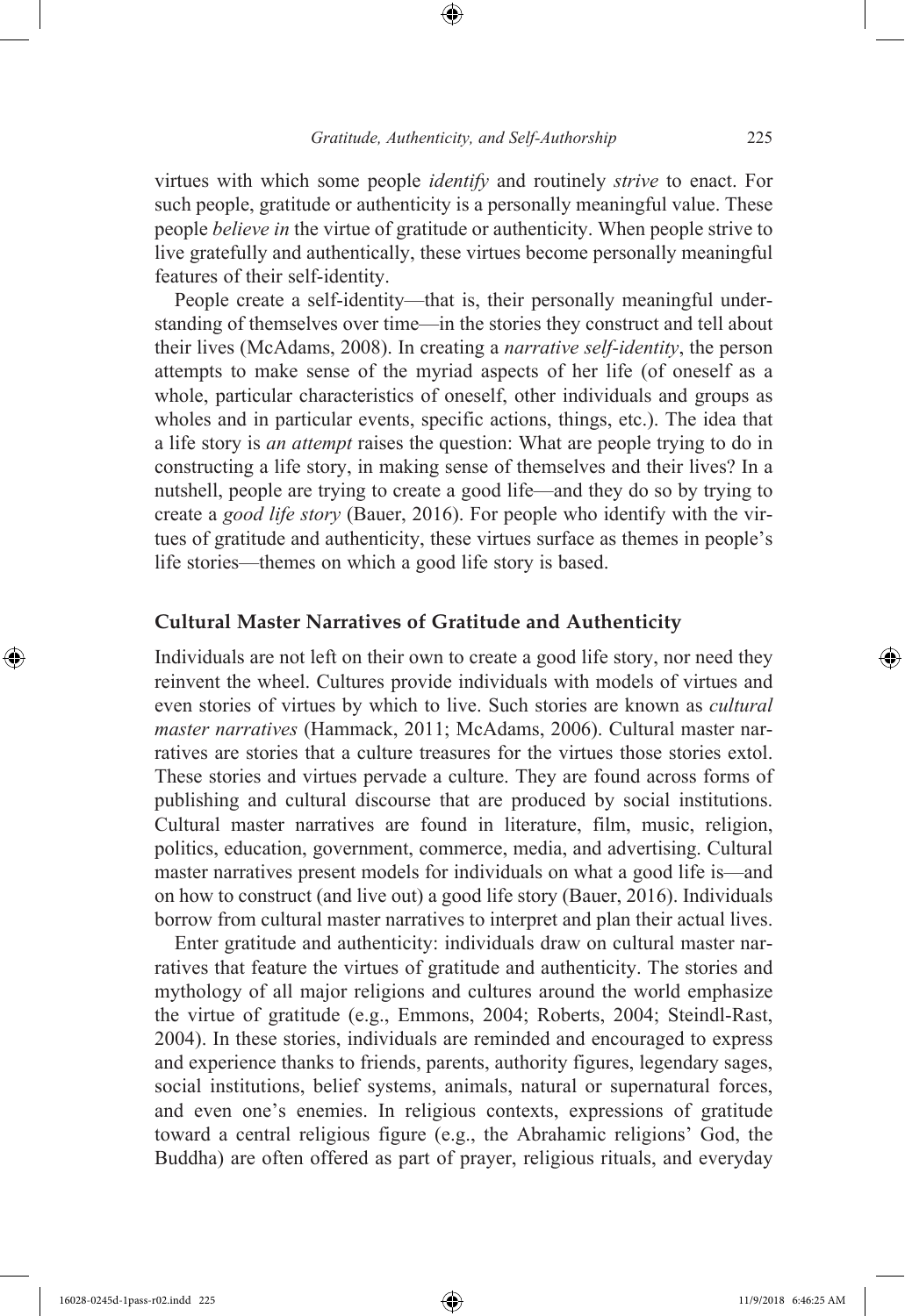virtues with which some people *identify* and routinely *strive* to enact. For such people, gratitude or authenticity is a personally meaningful value. These people *believe in* the virtue of gratitude or authenticity. When people strive to live gratefully and authentically, these virtues become personally meaningful features of their self-identity.

People create a self-identity—that is, their personally meaningful understanding of themselves over time—in the stories they construct and tell about their lives (McAdams, 2008). In creating a *narrative self-identity*, the person attempts to make sense of the myriad aspects of her life (of oneself as a whole, particular characteristics of oneself, other individuals and groups as wholes and in particular events, specific actions, things, etc.). The idea that a life story is *an attempt* raises the question: What are people trying to do in constructing a life story, in making sense of themselves and their lives? In a nutshell, people are trying to create a good life—and they do so by trying to create a *good life story* (Bauer, 2016). For people who identify with the virtues of gratitude and authenticity, these virtues surface as themes in people's life stories—themes on which a good life story is based.

## Cultural Master Narratives of Gratitude and Authenticity

Individuals are not left on their own to create a good life story, nor need they reinvent the wheel. Cultures provide individuals with models of virtues and even stories of virtues by which to live. Such stories are known as *cultural master narratives* (Hammack, 2011; McAdams, 2006). Cultural master narratives are stories that a culture treasures for the virtues those stories extol. These stories and virtues pervade a culture. They are found across forms of publishing and cultural discourse that are produced by social institutions. Cultural master narratives are found in literature, film, music, religion, politics, education, government, commerce, media, and advertising. Cultural master narratives present models for individuals on what a good life is—and on how to construct (and live out) a good life story (Bauer, 2016). Individuals borrow from cultural master narratives to interpret and plan their actual lives.

Enter gratitude and authenticity: individuals draw on cultural master narratives that feature the virtues of gratitude and authenticity. The stories and mythology of all major religions and cultures around the world emphasize the virtue of gratitude (e.g., Emmons, 2004; Roberts, 2004; Steindl-Rast, 2004). In these stories, individuals are reminded and encouraged to express and experience thanks to friends, parents, authority figures, legendary sages, social institutions, belief systems, animals, natural or supernatural forces, and even one's enemies. In religious contexts, expressions of gratitude toward a central religious figure (e.g., the Abrahamic religions' God, the Buddha) are often offered as part of prayer, religious rituals, and everyday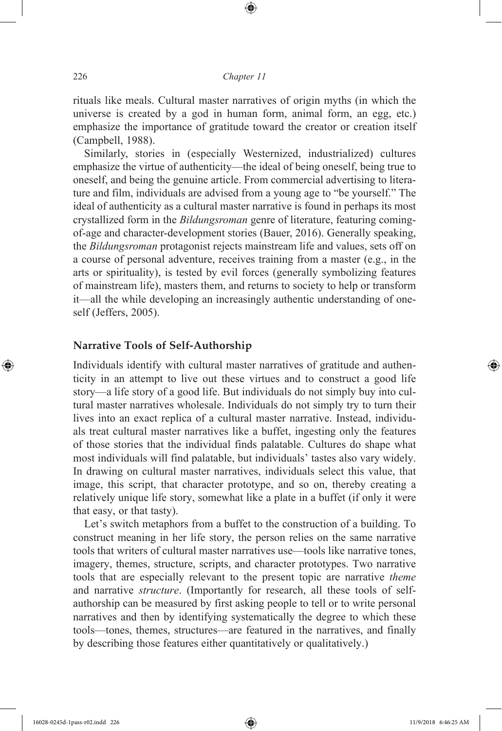rituals like meals. Cultural master narratives of origin myths (in which the universe is created by a god in human form, animal form, an egg, etc.) emphasize the importance of gratitude toward the creator or creation itself (Campbell, 1988).

Similarly, stories in (especially Westernized, industrialized) cultures emphasize the virtue of authenticity—the ideal of being oneself, being true to oneself, and being the genuine article. From commercial advertising to literature and film, individuals are advised from a young age to "be yourself." The ideal of authenticity as a cultural master narrative is found in perhaps its most crystallized form in the *Bildungsroman* genre of literature, featuring coming-of-age and character-development stories (Bauer, 2016). Generally speaking, the *Bildungsroman* protagonist rejects mainstream life and values, sets off on a course of personal adventure, receives training from a master (e.g., in the arts or spirituality), is tested by evil forces (generally symbolizing features of mainstream life), masters them, and returns to society to help or transform it—all the while developing an increasingly authentic understanding of oneself (Jeffers, 2005).

## Narrative Tools of Self-Authorship

Individuals identify with cultural master narratives of gratitude and authenticity in an attempt to live out these virtues and to construct a good life story—a life story of a good life. But individuals do not simply buy into cultural master narratives wholesale. Individuals do not simply try to turn their lives into an exact replica of a cultural master narrative. Instead, individuals treat cultural master narratives like a buffet, ingesting only the features of those stories that the individual finds palatable. Cultures do shape what most individuals will find palatable, but individuals' tastes also vary widely. In drawing on cultural master narratives, individuals select this value, that image, this script, that character prototype, and so on, thereby creating a relatively unique life story, somewhat like a plate in a buffet (if only it were that easy, or that tasty).

Let's switch metaphors from a buffet to the construction of a building. To construct meaning in her life story, the person relies on the same narrative tools that writers of cultural master narratives use—tools like narrative tones, imagery, themes, structure, scripts, and character prototypes. Two narrative tools that are especially relevant to the present topic are narrative *theme* and narrative *structure*. (Importantly for research, all these tools of self-authorship can be measured by first asking people to tell or to write personal narratives and then by identifying systematically the degree to which these tools—tones, themes, structures—are featured in the narratives, and finally by describing those features either quantitatively or qualitatively.)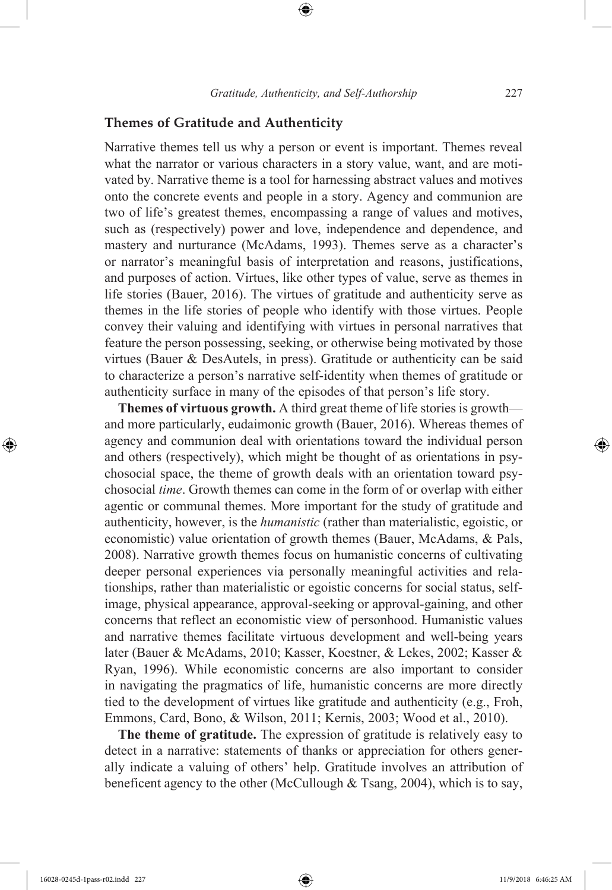## Themes of Gratitude and Authenticity

Narrative themes tell us why a person or event is important. Themes reveal what the narrator or various characters in a story value, want, and are motivated by. Narrative theme is a tool for harnessing abstract values and motives onto the concrete events and people in a story. Agency and communion are two of life's greatest themes, encompassing a range of values and motives, such as (respectively) power and love, independence and dependence, and mastery and nurturance (McAdams, 1993). Themes serve as a character's or narrator's meaningful basis of interpretation and reasons, justifications, and purposes of action. Virtues, like other types of value, serve as themes in life stories (Bauer, 2016). The virtues of gratitude and authenticity serve as themes in the life stories of people who identify with those virtues. People convey their valuing and identifying with virtues in personal narratives that feature the person possessing, seeking, or otherwise being motivated by those virtues (Bauer & DesAutels, in press). Gratitude or authenticity can be said to characterize a person's narrative self-identity when themes of gratitude or authenticity surface in many of the episodes of that person's life story.

**Themes of virtuous growth.** A third great theme of life stories is growth—and more particularly, eudaimonic growth (Bauer, 2016). Whereas themes of agency and communion deal with orientations toward the individual person and others (respectively), which might be thought of as orientations in psychosocial space, the theme of growth deals with an orientation toward psychosocial *time*. Growth themes can come in the form of or overlap with either agentic or communal themes. More important for the study of gratitude and authenticity, however, is the *humanistic* (rather than materialistic, egoistic, or economistic) value orientation of growth themes (Bauer, McAdams, & Pals, 2008). Narrative growth themes focus on humanistic concerns of cultivating deeper personal experiences via personally meaningful activities and relationships, rather than materialistic or egoistic concerns for social status, self-image, physical appearance, approval-seeking or approval-gaining, and other concerns that reflect an economistic view of personhood. Humanistic values and narrative themes facilitate virtuous development and well-being years later (Bauer & McAdams, 2010; Kasser, Koestner, & Lekes, 2002; Kasser & Ryan, 1996). While economistic concerns are also important to consider in navigating the pragmatics of life, humanistic concerns are more directly tied to the development of virtues like gratitude and authenticity (e.g., Froh, Emmons, Card, Bono, & Wilson, 2011; Kernis, 2003; Wood et al., 2010).

**The theme of gratitude.** The expression of gratitude is relatively easy to detect in a narrative: statements of thanks or appreciation for others generally indicate a valuing of others' help. Gratitude involves an attribution of beneficent agency to the other (McCullough & Tsang, 2004), which is to say,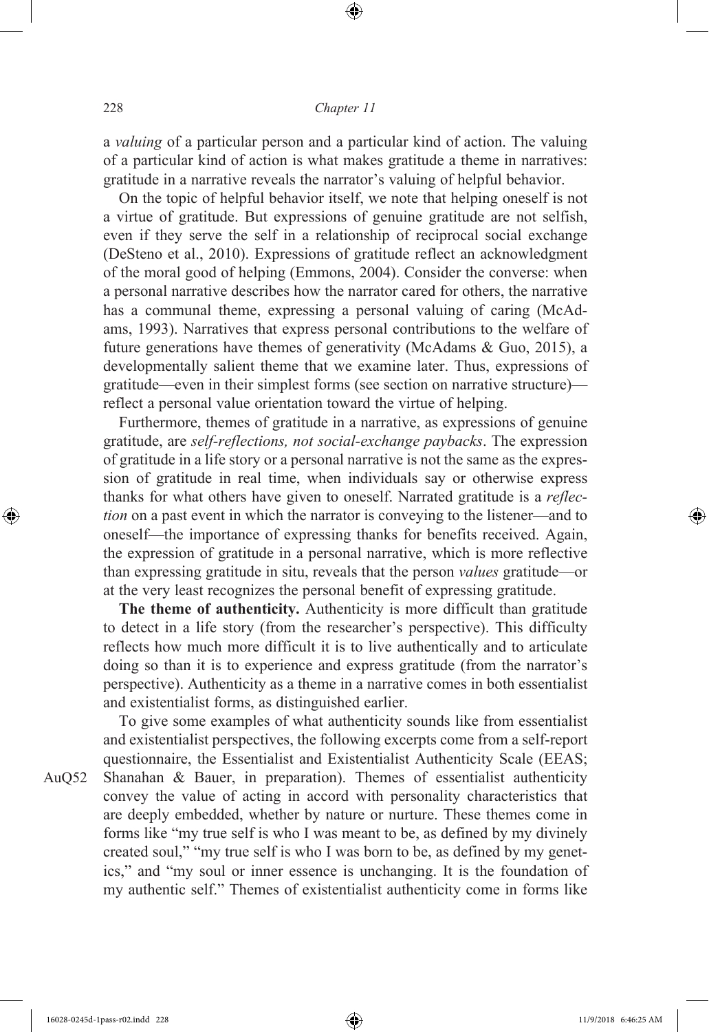a *valuing* of a particular person and a particular kind of action. The valuing of a particular kind of action is what makes gratitude a theme in narratives: gratitude in a narrative reveals the narrator's valuing of helpful behavior.

On the topic of helpful behavior itself, we note that helping oneself is not a virtue of gratitude. But expressions of genuine gratitude are not selfish, even if they serve the self in a relationship of reciprocal social exchange (DeSteno et al., 2010). Expressions of gratitude reflect an acknowledgment of the moral good of helping (Emmons, 2004). Consider the converse: when a personal narrative describes how the narrator cared for others, the narrative has a communal theme, expressing a personal valuing of caring (McAdams, 1993). Narratives that express personal contributions to the welfare of future generations have themes of generativity (McAdams & Guo, 2015), a developmentally salient theme that we examine later. Thus, expressions of gratitude—even in their simplest forms (see section on narrative structure)—reflect a personal value orientation toward the virtue of helping.

Furthermore, themes of gratitude in a narrative, as expressions of genuine gratitude, are *self-reflections, not social-exchange paybacks*. The expression of gratitude in a life story or a personal narrative is not the same as the expression of gratitude in real time, when individuals say or otherwise express thanks for what others have given to oneself. Narrated gratitude is a *reflection* on a past event in which the narrator is conveying to the listener—and to oneself—the importance of expressing thanks for benefits received. Again, the expression of gratitude in a personal narrative, which is more reflective than expressing gratitude in situ, reveals that the person *values* gratitude—or at the very least recognizes the personal benefit of expressing gratitude.

**The theme of authenticity.** Authenticity is more difficult than gratitude to detect in a life story (from the researcher's perspective). This difficulty reflects how much more difficult it is to live authentically and to articulate doing so than it is to experience and express gratitude (from the narrator's perspective). Authenticity as a theme in a narrative comes in both essentialist and existentialist forms, as distinguished earlier.

To give some examples of what authenticity sounds like from essentialist and existentialist perspectives, the following excerpts come from a self-report questionnaire, the Essentialist and Existentialist Authenticity Scale (EEAS; Shanahan & Bauer, in preparation). Themes of essentialist authenticity convey the value of acting in accord with personality characteristics that are deeply embedded, whether by nature or nurture. These themes come in forms like "my true self is who I was meant to be, as defined by my divinely created soul," "my true self is who I was born to be, as defined by my genetics," and "my soul or inner essence is unchanging. It is the foundation of my authentic self." Themes of existentialist authenticity come in forms like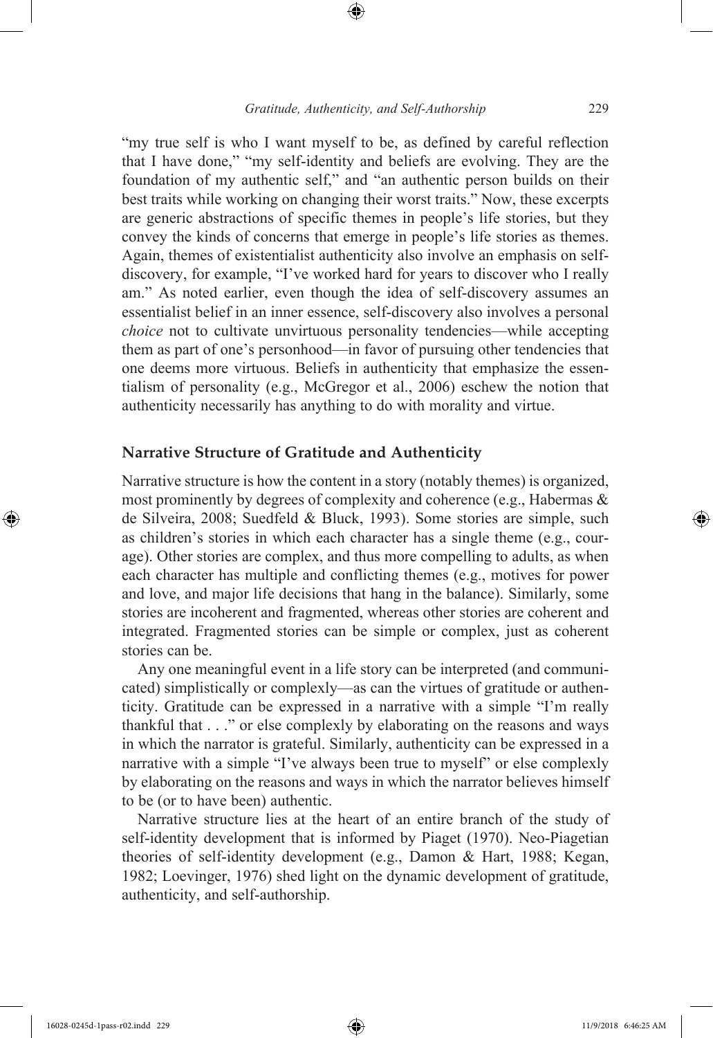"my true self is who I want myself to be, as defined by careful reflection that I have done," "my self-identity and beliefs are evolving. They are the foundation of my authentic self," and "an authentic person builds on their best traits while working on changing their worst traits." Now, these excerpts are generic abstractions of specific themes in people's life stories, but they convey the kinds of concerns that emerge in people's life stories as themes. Again, themes of existentialist authenticity also involve an emphasis on self-discovery, for example, "I've worked hard for years to discover who I really am." As noted earlier, even though the idea of self-discovery assumes an essentialist belief in an inner essence, self-discovery also involves a personal *choice* not to cultivate unvirtuous personality tendencies—while accepting them as part of one's personhood—in favor of pursuing other tendencies that one deems more virtuous. Beliefs in authenticity that emphasize the essentialism of personality (e.g., McGregor et al., 2006) eschew the notion that authenticity necessarily has anything to do with morality and virtue.

## Narrative Structure of Gratitude and Authenticity

Narrative structure is how the content in a story (notably themes) is organized, most prominently by degrees of complexity and coherence (e.g., Habermas & de Silveira, 2008; Suedfeld & Bluck, 1993). Some stories are simple, such as children's stories in which each character has a single theme (e.g., courage). Other stories are complex, and thus more compelling to adults, as when each character has multiple and conflicting themes (e.g., motives for power and love, and major life decisions that hang in the balance). Similarly, some stories are incoherent and fragmented, whereas other stories are coherent and integrated. Fragmented stories can be simple or complex, just as coherent stories can be.

Any one meaningful event in a life story can be interpreted (and communicated) simplistically or complexly—as can the virtues of gratitude or authenticity. Gratitude can be expressed in a narrative with a simple "I'm really thankful that . . ." or else complexly by elaborating on the reasons and ways in which the narrator is grateful. Similarly, authenticity can be expressed in a narrative with a simple "I've always been true to myself" or else complexly by elaborating on the reasons and ways in which the narrator believes himself to be (or to have been) authentic.

Narrative structure lies at the heart of an entire branch of the study of self-identity development that is informed by Piaget (1970). Neo-Piagetian theories of self-identity development (e.g., Damon & Hart, 1988; Kegan, 1982; Loevinger, 1976) shed light on the dynamic development of gratitude, authenticity, and self-authorship.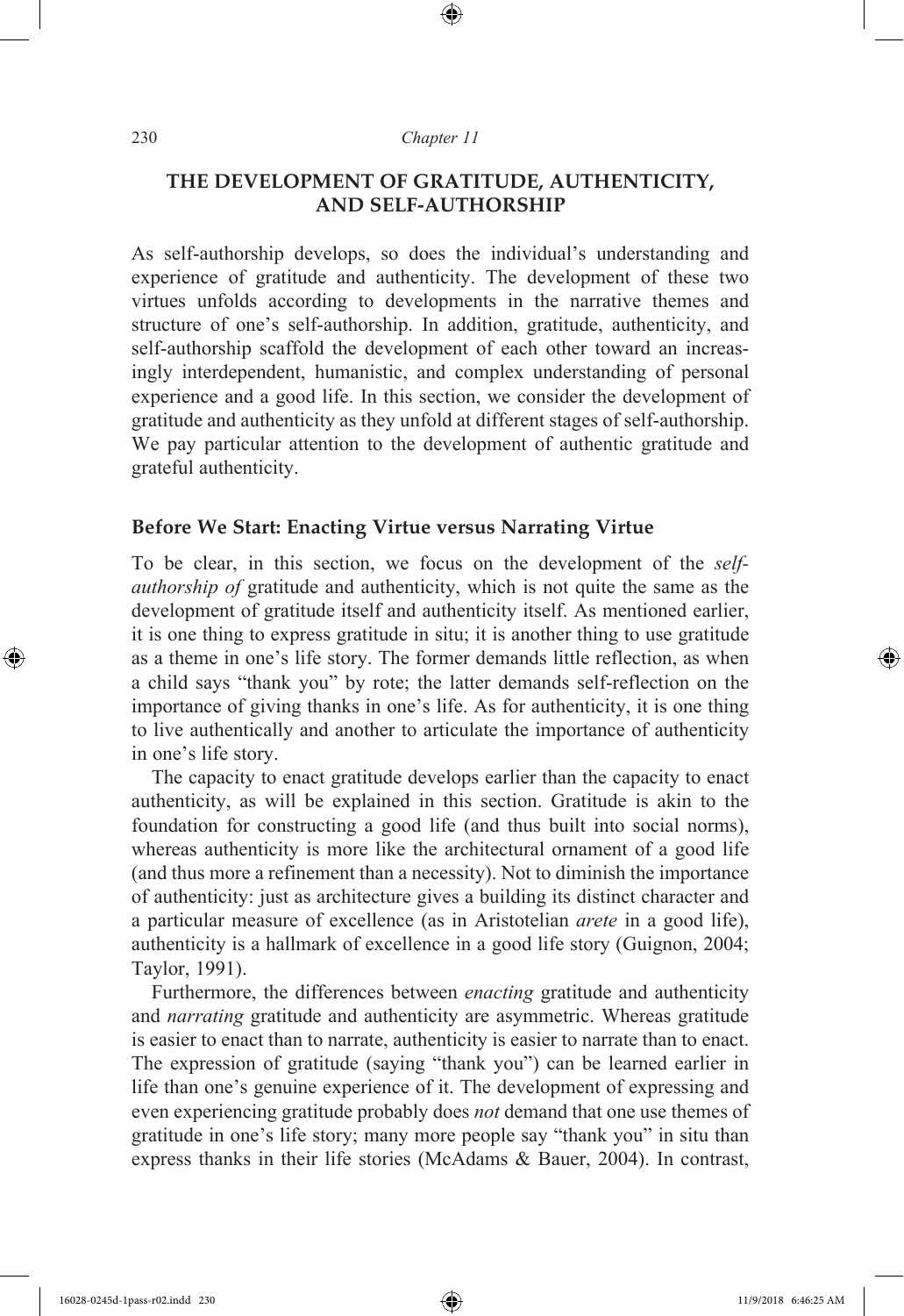## THE DEVELOPMENT OF GRATITUDE, AUTHENTICITY, AND SELF-AUTHORSHIP

As self-authorship develops, so does the individual's understanding and experience of gratitude and authenticity. The development of these two virtues unfolds according to developments in the narrative themes and structure of one's self-authorship. In addition, gratitude, authenticity, and self-authorship scaffold the development of each other toward an increasingly interdependent, humanistic, and complex understanding of personal experience and a good life. In this section, we consider the development of gratitude and authenticity as they unfold at different stages of self-authorship. We pay particular attention to the development of authentic gratitude and grateful authenticity.

### Before We Start: Enacting Virtue versus Narrating Virtue

To be clear, in this section, we focus on the development of the *self-authorship of* gratitude and authenticity, which is not quite the same as the development of gratitude itself and authenticity itself. As mentioned earlier, it is one thing to express gratitude in situ; it is another thing to use gratitude as a theme in one's life story. The former demands little reflection, as when a child says "thank you" by rote; the latter demands self-reflection on the importance of giving thanks in one's life. As for authenticity, it is one thing to live authentically and another to articulate the importance of authenticity in one's life story.

The capacity to enact gratitude develops earlier than the capacity to enact authenticity, as will be explained in this section. Gratitude is akin to the foundation for constructing a good life (and thus built into social norms), whereas authenticity is more like the architectural ornament of a good life (and thus more a refinement than a necessity). Not to diminish the importance of authenticity: just as architecture gives a building its distinct character and a particular measure of excellence (as in Aristotelian *arete* in a good life), authenticity is a hallmark of excellence in a good life story (Guignon, 2004; Taylor, 1991).

Furthermore, the differences between *enacting* gratitude and authenticity and *narrating* gratitude and authenticity are asymmetric. Whereas gratitude is easier to enact than to narrate, authenticity is easier to narrate than to enact. The expression of gratitude (saying "thank you") can be learned earlier in life than one's genuine experience of it. The development of expressing and even experiencing gratitude probably does *not* demand that one use themes of gratitude in one's life story; many more people say "thank you" in situ than express thanks in their life stories (McAdams & Bauer, 2004). In contrast,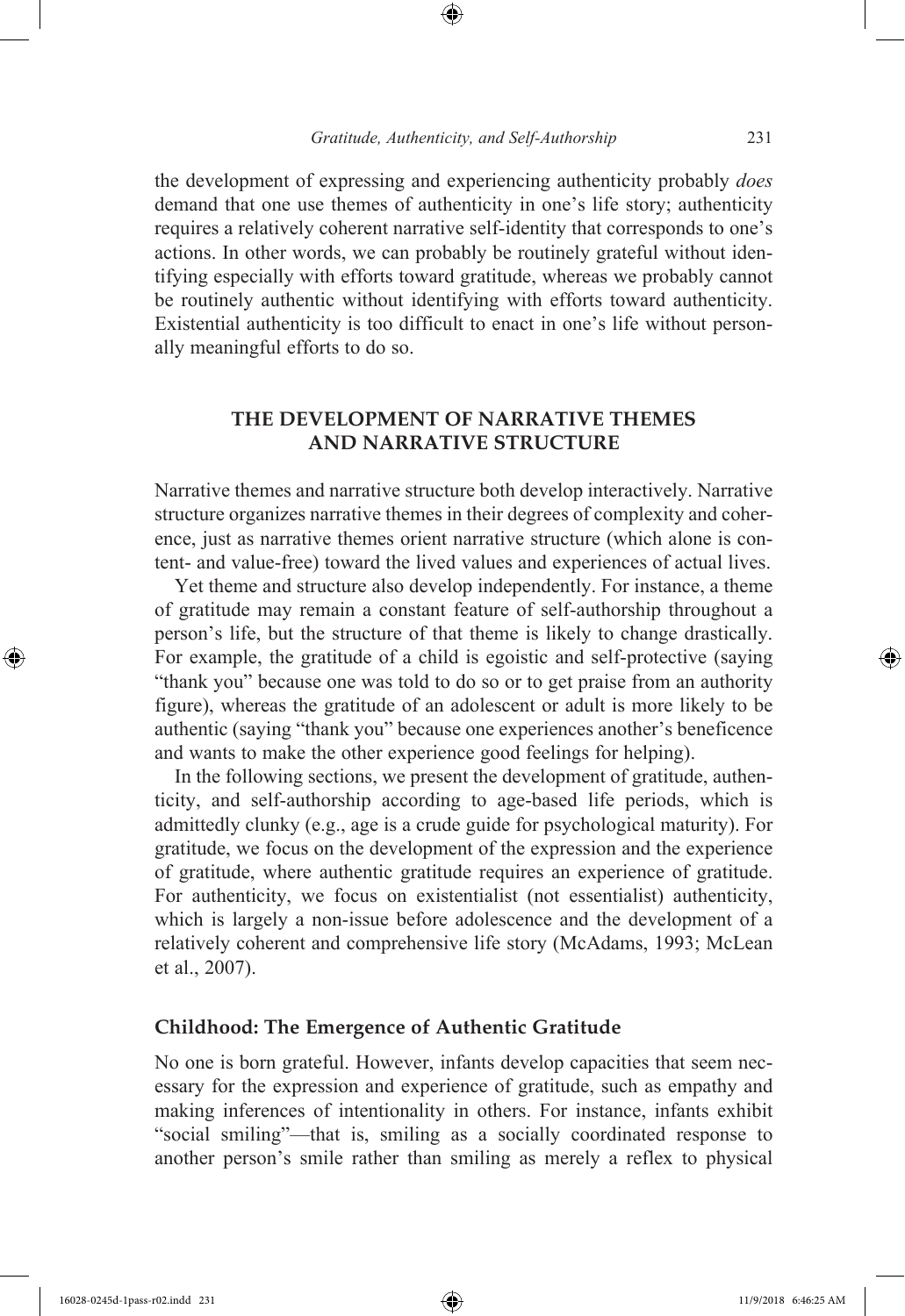the development of expressing and experiencing authenticity probably *does* demand that one use themes of authenticity in one's life story; authenticity requires a relatively coherent narrative self-identity that corresponds to one's actions. In other words, we can probably be routinely grateful without identifying especially with efforts toward gratitude, whereas we probably cannot be routinely authentic without identifying with efforts toward authenticity. Existential authenticity is too difficult to enact in one's life without personally meaningful efforts to do so.

## THE DEVELOPMENT OF NARRATIVE THEMES AND NARRATIVE STRUCTURE

Narrative themes and narrative structure both develop interactively. Narrative structure organizes narrative themes in their degrees of complexity and coherence, just as narrative themes orient narrative structure (which alone is content- and value-free) toward the lived values and experiences of actual lives.

Yet theme and structure also develop independently. For instance, a theme of gratitude may remain a constant feature of self-authorship throughout a person's life, but the structure of that theme is likely to change drastically. For example, the gratitude of a child is egoistic and self-protective (saying "thank you" because one was told to do so or to get praise from an authority figure), whereas the gratitude of an adolescent or adult is more likely to be authentic (saying "thank you" because one experiences another's beneficence and wants to make the other experience good feelings for helping).

In the following sections, we present the development of gratitude, authenticity, and self-authorship according to age-based life periods, which is admittedly clunky (e.g., age is a crude guide for psychological maturity). For gratitude, we focus on the development of the expression and the experience of gratitude, where authentic gratitude requires an experience of gratitude. For authenticity, we focus on existentialist (not essentialist) authenticity, which is largely a non-issue before adolescence and the development of a relatively coherent and comprehensive life story (McAdams, 1993; McLean et al., 2007).

### Childhood: The Emergence of Authentic Gratitude

No one is born grateful. However, infants develop capacities that seem necessary for the expression and experience of gratitude, such as empathy and making inferences of intentionality in others. For instance, infants exhibit "social smiling"—that is, smiling as a socially coordinated response to another person's smile rather than smiling as merely a reflex to physical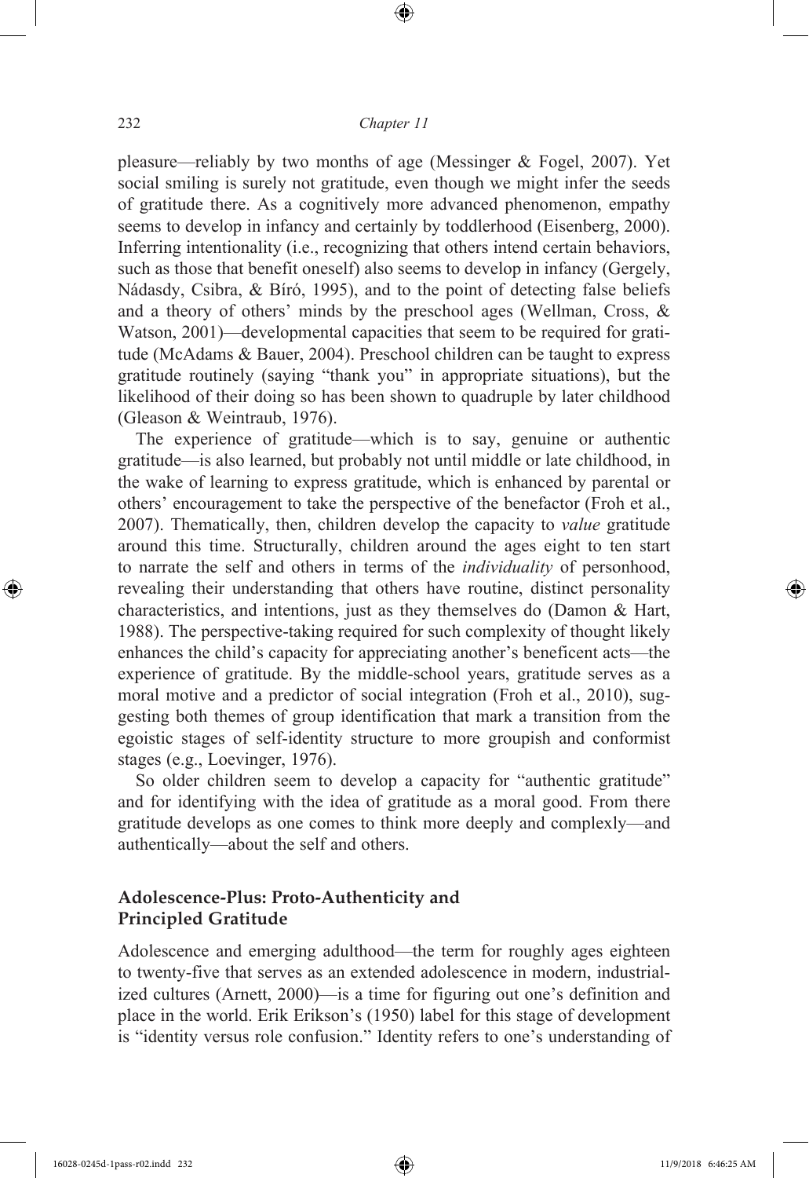pleasure—reliably by two months of age (Messinger & Fogel, 2007). Yet social smiling is surely not gratitude, even though we might infer the seeds of gratitude there. As a cognitively more advanced phenomenon, empathy seems to develop in infancy and certainly by toddlerhood (Eisenberg, 2000). Inferring intentionality (i.e., recognizing that others intend certain behaviors, such as those that benefit oneself) also seems to develop in infancy (Gergely, Nádasdy, Csibra, & Bíró, 1995), and to the point of detecting false beliefs and a theory of others' minds by the preschool ages (Wellman, Cross, & Watson, 2001)—developmental capacities that seem to be required for gratitude (McAdams & Bauer, 2004). Preschool children can be taught to express gratitude routinely (saying "thank you" in appropriate situations), but the likelihood of their doing so has been shown to quadruple by later childhood (Gleason & Weintraub, 1976).

The experience of gratitude—which is to say, genuine or authentic gratitude—is also learned, but probably not until middle or late childhood, in the wake of learning to express gratitude, which is enhanced by parental or others' encouragement to take the perspective of the benefactor (Froh et al., 2007). Thematically, then, children develop the capacity to *value* gratitude around this time. Structurally, children around the ages eight to ten start to narrate the self and others in terms of the *individuality* of personhood, revealing their understanding that others have routine, distinct personality characteristics, and intentions, just as they themselves do (Damon & Hart, 1988). The perspective-taking required for such complexity of thought likely enhances the child's capacity for appreciating another's beneficent acts—the experience of gratitude. By the middle-school years, gratitude serves as a moral motive and a predictor of social integration (Froh et al., 2010), suggesting both themes of group identification that mark a transition from the egoistic stages of self-identity structure to more groupish and conformist stages (e.g., Loevinger, 1976).

So older children seem to develop a capacity for "authentic gratitude" and for identifying with the idea of gratitude as a moral good. From there gratitude develops as one comes to think more deeply and complexly—and authentically—about the self and others.

### Adolescence-Plus: Proto-Authenticity and Principled Gratitude

Adolescence and emerging adulthood—the term for roughly ages eighteen to twenty-five that serves as an extended adolescence in modern, industrialized cultures (Arnett, 2000)—is a time for figuring out one's definition and place in the world. Erik Erikson's (1950) label for this stage of development is "identity versus role confusion." Identity refers to one's understanding of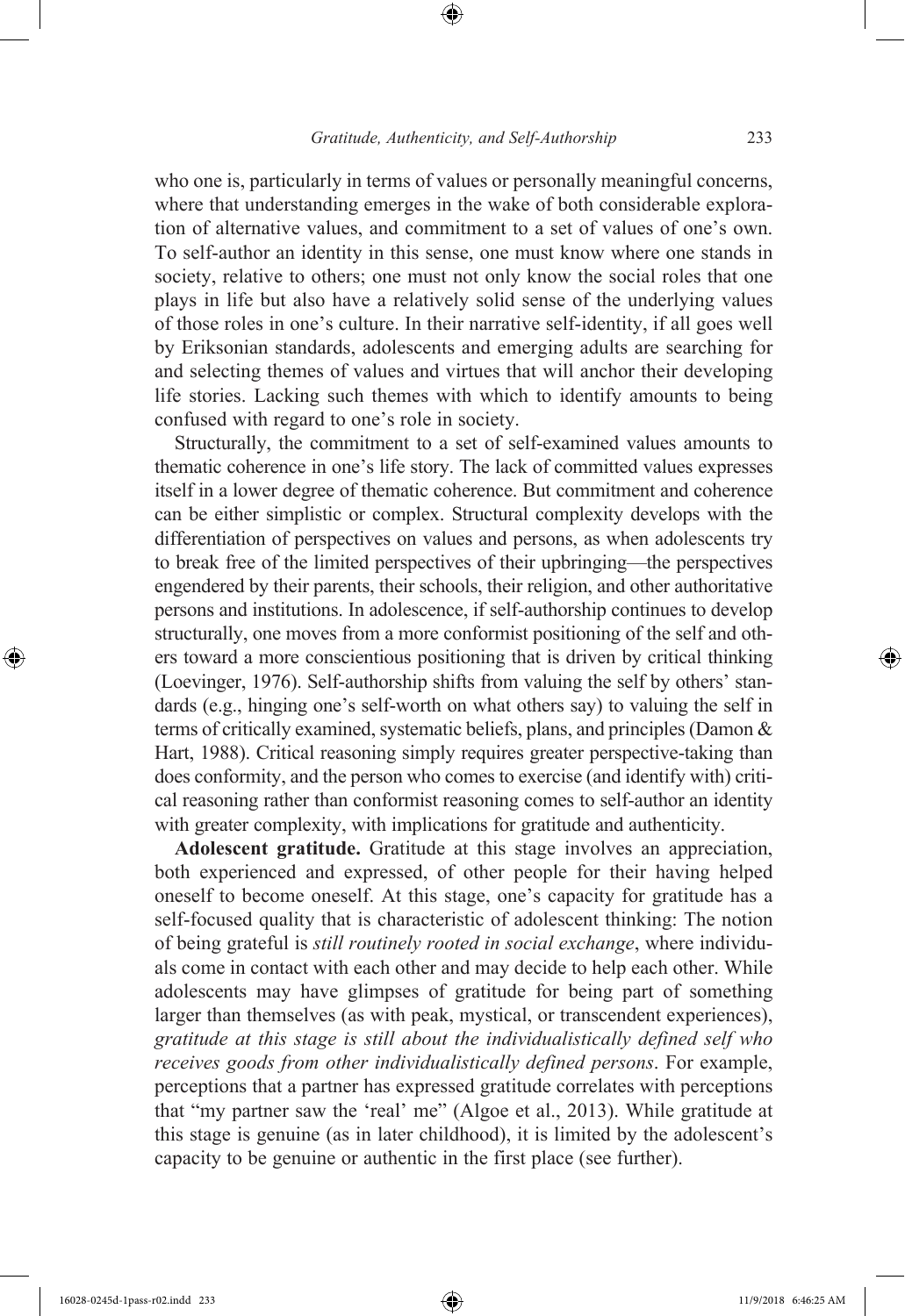who one is, particularly in terms of values or personally meaningful concerns, where that understanding emerges in the wake of both considerable exploration of alternative values, and commitment to a set of values of one's own. To self-author an identity in this sense, one must know where one stands in society, relative to others; one must not only know the social roles that one plays in life but also have a relatively solid sense of the underlying values of those roles in one's culture. In their narrative self-identity, if all goes well by Eriksonian standards, adolescents and emerging adults are searching for and selecting themes of values and virtues that will anchor their developing life stories. Lacking such themes with which to identify amounts to being confused with regard to one's role in society.

Structurally, the commitment to a set of self-examined values amounts to thematic coherence in one's life story. The lack of committed values expresses itself in a lower degree of thematic coherence. But commitment and coherence can be either simplistic or complex. Structural complexity develops with the differentiation of perspectives on values and persons, as when adolescents try to break free of the limited perspectives of their upbringing—the perspectives engendered by their parents, their schools, their religion, and other authoritative persons and institutions. In adolescence, if self-authorship continues to develop structurally, one moves from a more conformist positioning of the self and others toward a more conscientious positioning that is driven by critical thinking (Loevinger, 1976). Self-authorship shifts from valuing the self by others' standards (e.g., hinging one's self-worth on what others say) to valuing the self in terms of critically examined, systematic beliefs, plans, and principles (Damon & Hart, 1988). Critical reasoning simply requires greater perspective-taking than does conformity, and the person who comes to exercise (and identify with) critical reasoning rather than conformist reasoning comes to self-author an identity with greater complexity, with implications for gratitude and authenticity.

**Adolescent gratitude.** Gratitude at this stage involves an appreciation, both experienced and expressed, of other people for their having helped oneself to become oneself. At this stage, one's capacity for gratitude has a self-focused quality that is characteristic of adolescent thinking: The notion of being grateful is *still routinely rooted in social exchange*, where individuals come in contact with each other and may decide to help each other. While adolescents may have glimpses of gratitude for being part of something larger than themselves (as with peak, mystical, or transcendent experiences), *gratitude at this stage is still about the individualistically defined self who receives goods from other individualistically defined persons*. For example, perceptions that a partner has expressed gratitude correlates with perceptions that "my partner saw the 'real' me" (Algoe et al., 2013). While gratitude at this stage is genuine (as in later childhood), it is limited by the adolescent's capacity to be genuine or authentic in the first place (see further).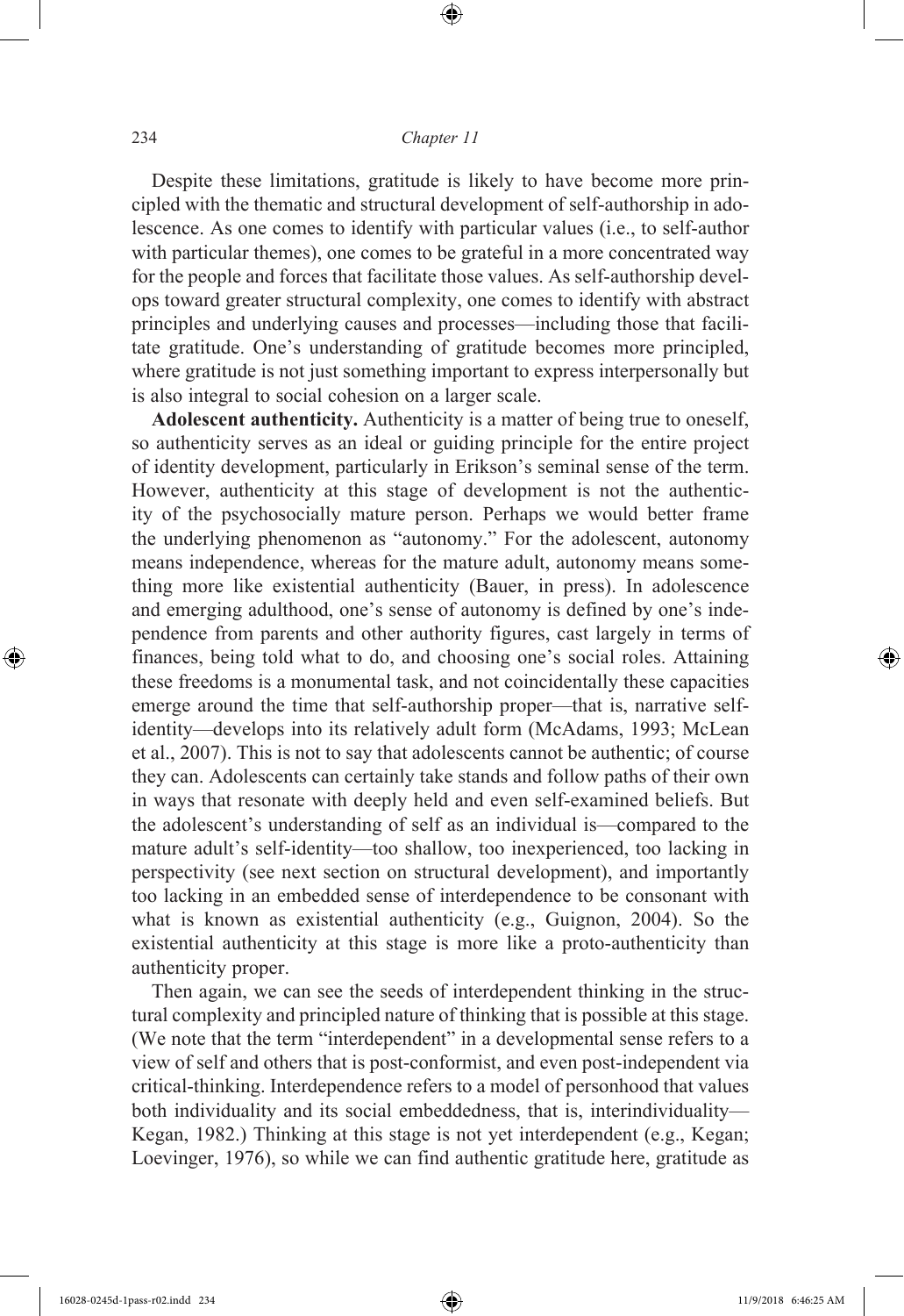Despite these limitations, gratitude is likely to have become more principled with the thematic and structural development of self-authorship in adolescence. As one comes to identify with particular values (i.e., to self-author with particular themes), one comes to be grateful in a more concentrated way for the people and forces that facilitate those values. As self-authorship develops toward greater structural complexity, one comes to identify with abstract principles and underlying causes and processes—including those that facilitate gratitude. One's understanding of gratitude becomes more principled, where gratitude is not just something important to express interpersonally but is also integral to social cohesion on a larger scale.

**Adolescent authenticity.** Authenticity is a matter of being true to oneself, so authenticity serves as an ideal or guiding principle for the entire project of identity development, particularly in Erikson's seminal sense of the term. However, authenticity at this stage of development is not the authenticity of the psychosocially mature person. Perhaps we would better frame the underlying phenomenon as "autonomy." For the adolescent, autonomy means independence, whereas for the mature adult, autonomy means something more like existential authenticity (Bauer, in press). In adolescence and emerging adulthood, one's sense of autonomy is defined by one's independence from parents and other authority figures, cast largely in terms of finances, being told what to do, and choosing one's social roles. Attaining these freedoms is a monumental task, and not coincidentally these capacities emerge around the time that self-authorship proper—that is, narrative self-identity—develops into its relatively adult form (McAdams, 1993; McLean et al., 2007). This is not to say that adolescents cannot be authentic; of course they can. Adolescents can certainly take stands and follow paths of their own in ways that resonate with deeply held and even self-examined beliefs. But the adolescent's understanding of self as an individual is—compared to the mature adult's self-identity—too shallow, too inexperienced, too lacking in perspectivity (see next section on structural development), and importantly too lacking in an embedded sense of interdependence to be consonant with what is known as existential authenticity (e.g., Guignon, 2004). So the existential authenticity at this stage is more like a proto-authenticity than authenticity proper.

Then again, we can see the seeds of interdependent thinking in the structural complexity and principled nature of thinking that is possible at this stage. (We note that the term "interdependent" in a developmental sense refers to a view of self and others that is post-conformist, and even post-independent via critical-thinking. Interdependence refers to a model of personhood that values both individuality and its social embeddedness, that is, interindividuality—Kegan, 1982.) Thinking at this stage is not yet interdependent (e.g., Kegan; Loevinger, 1976), so while we can find authentic gratitude here, gratitude as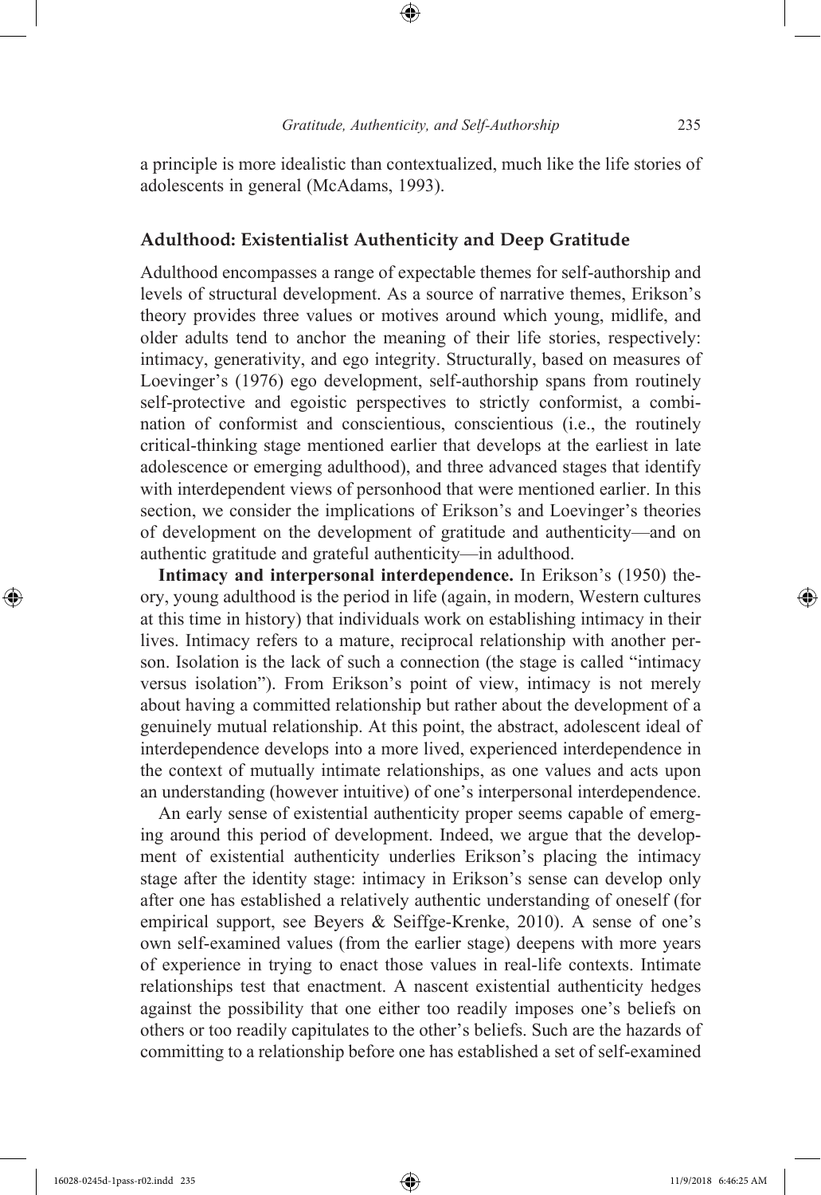a principle is more idealistic than contextualized, much like the life stories of adolescents in general (McAdams, 1993).

## Adulthood: Existentialist Authenticity and Deep Gratitude

Adulthood encompasses a range of expectable themes for self-authorship and levels of structural development. As a source of narrative themes, Erikson's theory provides three values or motives around which young, midlife, and older adults tend to anchor the meaning of their life stories, respectively: intimacy, generativity, and ego integrity. Structurally, based on measures of Loevinger's (1976) ego development, self-authorship spans from routinely self-protective and egoistic perspectives to strictly conformist, a combination of conformist and conscientious, conscientious (i.e., the routinely critical-thinking stage mentioned earlier that develops at the earliest in late adolescence or emerging adulthood), and three advanced stages that identify with interdependent views of personhood that were mentioned earlier. In this section, we consider the implications of Erikson's and Loevinger's theories of development on the development of gratitude and authenticity—and on authentic gratitude and grateful authenticity—in adulthood.

**Intimacy and interpersonal interdependence.** In Erikson's (1950) theory, young adulthood is the period in life (again, in modern, Western cultures at this time in history) that individuals work on establishing intimacy in their lives. Intimacy refers to a mature, reciprocal relationship with another person. Isolation is the lack of such a connection (the stage is called "intimacy versus isolation"). From Erikson's point of view, intimacy is not merely about having a committed relationship but rather about the development of a genuinely mutual relationship. At this point, the abstract, adolescent ideal of interdependence develops into a more lived, experienced interdependence in the context of mutually intimate relationships, as one values and acts upon an understanding (however intuitive) of one's interpersonal interdependence.

An early sense of existential authenticity proper seems capable of emerging around this period of development. Indeed, we argue that the development of existential authenticity underlies Erikson's placing the intimacy stage after the identity stage: intimacy in Erikson's sense can develop only after one has established a relatively authentic understanding of oneself (for empirical support, see Beyers & Seiffge-Krenke, 2010). A sense of one's own self-examined values (from the earlier stage) deepens with more years of experience in trying to enact those values in real-life contexts. Intimate relationships test that enactment. A nascent existential authenticity hedges against the possibility that one either too readily imposes one's beliefs on others or too readily capitulates to the other's beliefs. Such are the hazards of committing to a relationship before one has established a set of self-examined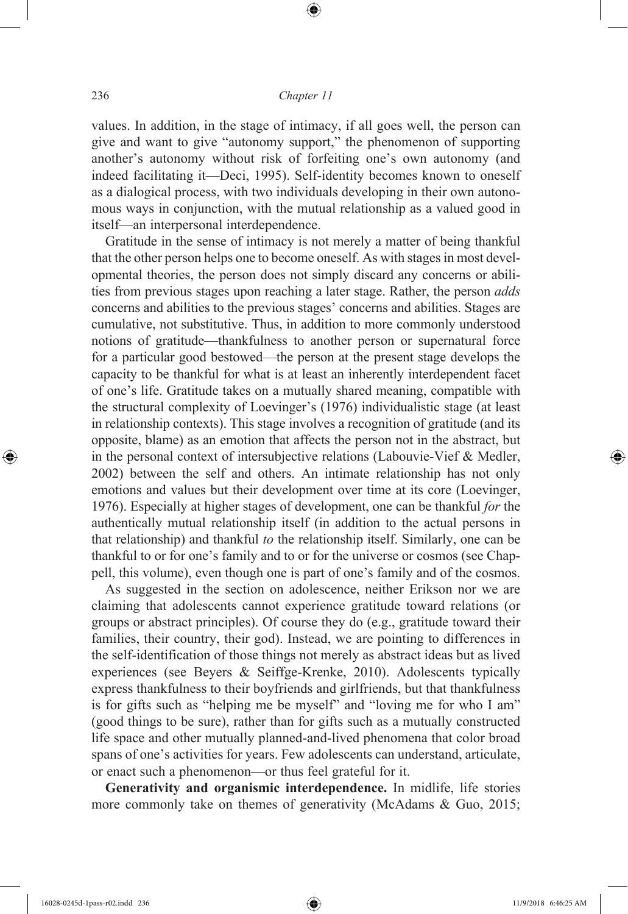values. In addition, in the stage of intimacy, if all goes well, the person can give and want to give "autonomy support," the phenomenon of supporting another's autonomy without risk of forfeiting one's own autonomy (and indeed facilitating it—Deci, 1995). Self-identity becomes known to oneself as a dialogical process, with two individuals developing in their own autonomous ways in conjunction, with the mutual relationship as a valued good in itself—an interpersonal interdependence.

Gratitude in the sense of intimacy is not merely a matter of being thankful that the other person helps one to become oneself. As with stages in most developmental theories, the person does not simply discard any concerns or abilities from previous stages upon reaching a later stage. Rather, the person *adds* concerns and abilities to the previous stages' concerns and abilities. Stages are cumulative, not substitutive. Thus, in addition to more commonly understood notions of gratitude—thankfulness to another person or supernatural force for a particular good bestowed—the person at the present stage develops the capacity to be thankful for what is at least an inherently interdependent facet of one's life. Gratitude takes on a mutually shared meaning, compatible with the structural complexity of Loevinger's (1976) individualistic stage (at least in relationship contexts). This stage involves a recognition of gratitude (and its opposite, blame) as an emotion that affects the person not in the abstract, but in the personal context of intersubjective relations (Labouvie-Vief & Medler, 2002) between the self and others. An intimate relationship has not only emotions and values but their development over time at its core (Loevinger, 1976). Especially at higher stages of development, one can be thankful *for* the authentically mutual relationship itself (in addition to the actual persons in that relationship) and thankful *to* the relationship itself. Similarly, one can be thankful to or for one's family and to or for the universe or cosmos (see Chappell, this volume), even though one is part of one's family and of the cosmos.

As suggested in the section on adolescence, neither Erikson nor we are claiming that adolescents cannot experience gratitude toward relations (or groups or abstract principles). Of course they do (e.g., gratitude toward their families, their country, their god). Instead, we are pointing to differences in the self-identification of those things not merely as abstract ideas but as lived experiences (see Beyers & Seiffge-Krenke, 2010). Adolescents typically express thankfulness to their boyfriends and girlfriends, but that thankfulness is for gifts such as "helping me be myself" and "loving me for who I am" (good things to be sure), rather than for gifts such as a mutually constructed life space and other mutually planned-and-lived phenomena that color broad spans of one's activities for years. Few adolescents can understand, articulate, or enact such a phenomenon—or thus feel grateful for it.

**Generativity and organismic interdependence.** In midlife, life stories more commonly take on themes of generativity (McAdams & Guo, 2015;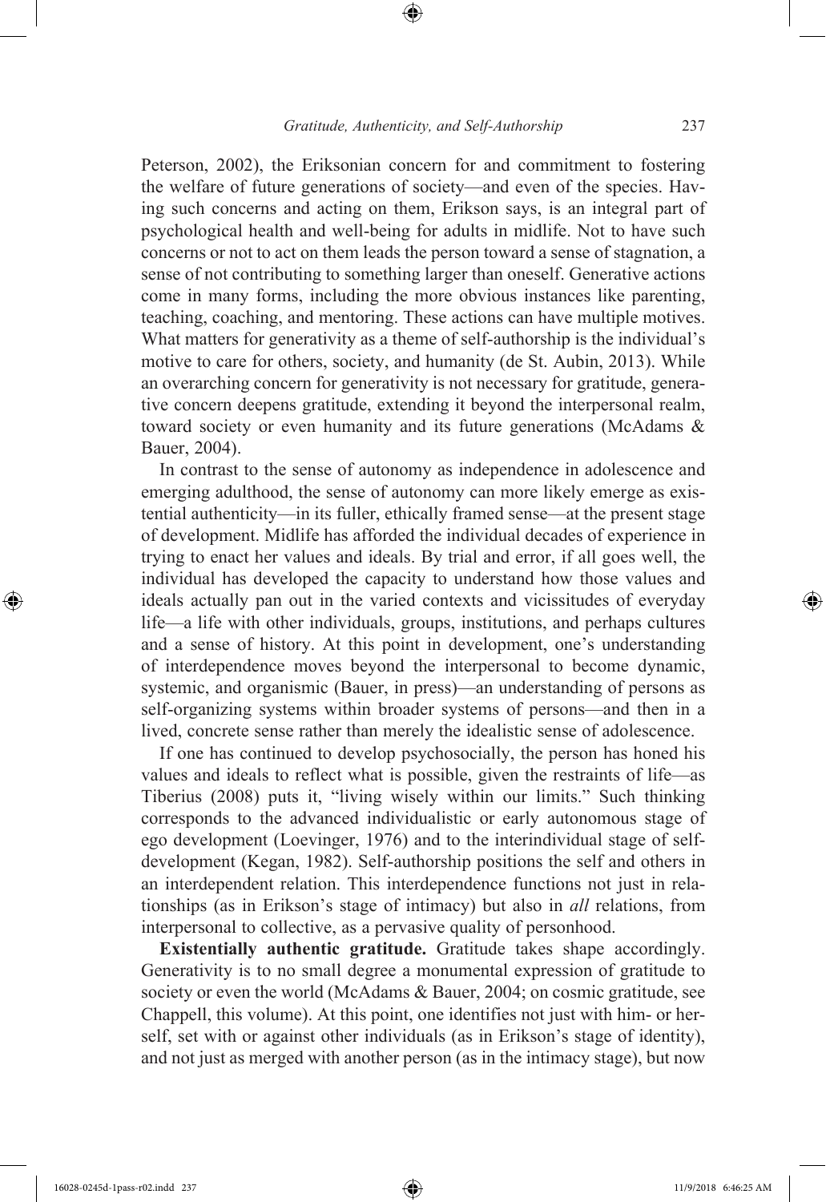Peterson, 2002), the Eriksonian concern for and commitment to fostering the welfare of future generations of society—and even of the species. Having such concerns and acting on them, Erikson says, is an integral part of psychological health and well-being for adults in midlife. Not to have such concerns or not to act on them leads the person toward a sense of stagnation, a sense of not contributing to something larger than oneself. Generative actions come in many forms, including the more obvious instances like parenting, teaching, coaching, and mentoring. These actions can have multiple motives. What matters for generativity as a theme of self-authorship is the individual's motive to care for others, society, and humanity (de St. Aubin, 2013). While an overarching concern for generativity is not necessary for gratitude, generative concern deepens gratitude, extending it beyond the interpersonal realm, toward society or even humanity and its future generations (McAdams & Bauer, 2004).

In contrast to the sense of autonomy as independence in adolescence and emerging adulthood, the sense of autonomy can more likely emerge as existential authenticity—in its fuller, ethically framed sense—at the present stage of development. Midlife has afforded the individual decades of experience in trying to enact her values and ideals. By trial and error, if all goes well, the individual has developed the capacity to understand how those values and ideals actually pan out in the varied contexts and vicissitudes of everyday life—a life with other individuals, groups, institutions, and perhaps cultures and a sense of history. At this point in development, one's understanding of interdependence moves beyond the interpersonal to become dynamic, systemic, and organismic (Bauer, in press)—an understanding of persons as self-organizing systems within broader systems of persons—and then in a lived, concrete sense rather than merely the idealistic sense of adolescence.

If one has continued to develop psychosocially, the person has honed his values and ideals to reflect what is possible, given the restraints of life—as Tiberius (2008) puts it, "living wisely within our limits." Such thinking corresponds to the advanced individualistic or early autonomous stage of ego development (Loevinger, 1976) and to the interindividual stage of self-development (Kegan, 1982). Self-authorship positions the self and others in an interdependent relation. This interdependence functions not just in relationships (as in Erikson's stage of intimacy) but also in *all* relations, from interpersonal to collective, as a pervasive quality of personhood.

**Existentially authentic gratitude.** Gratitude takes shape accordingly. Generativity is to no small degree a monumental expression of gratitude to society or even the world (McAdams & Bauer, 2004; on cosmic gratitude, see Chappell, this volume). At this point, one identifies not just with him- or herself, set with or against other individuals (as in Erikson's stage of identity), and not just as merged with another person (as in the intimacy stage), but now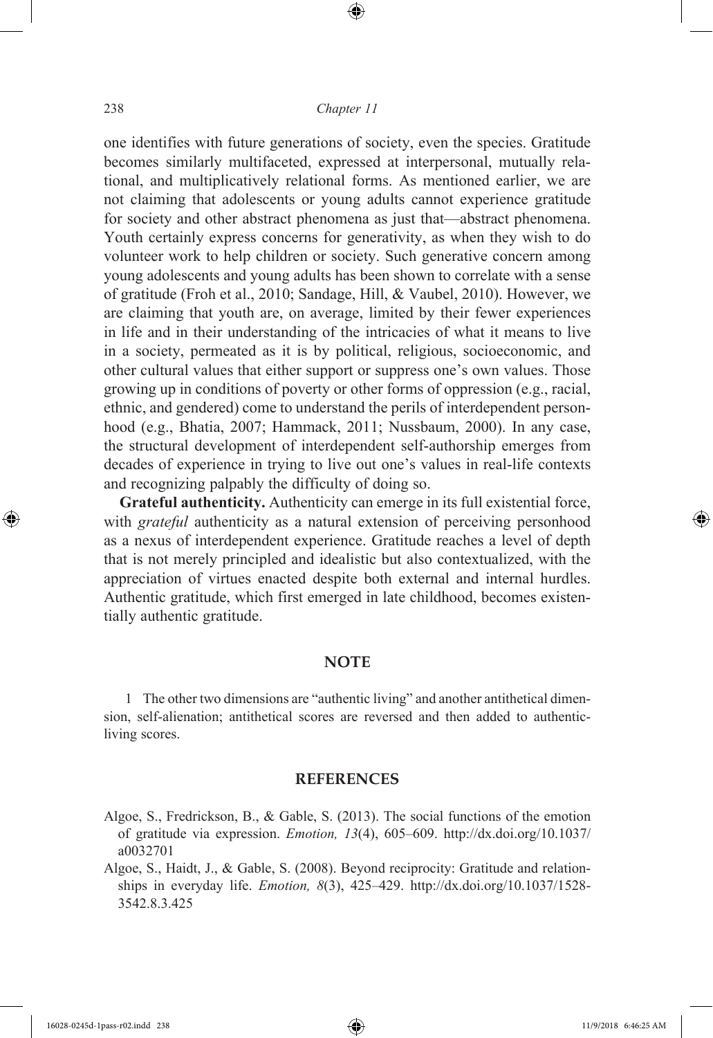one identifies with future generations of society, even the species. Gratitude becomes similarly multifaceted, expressed at interpersonal, mutually relational, and multiplicatively relational forms. As mentioned earlier, we are not claiming that adolescents or young adults cannot experience gratitude for society and other abstract phenomena as just that—abstract phenomena. Youth certainly express concerns for generativity, as when they wish to do volunteer work to help children or society. Such generative concern among young adolescents and young adults has been shown to correlate with a sense of gratitude (Froh et al., 2010; Sandage, Hill, & Vaubel, 2010). However, we are claiming that youth are, on average, limited by their fewer experiences in life and in their understanding of the intricacies of what it means to live in a society, permeated as it is by political, religious, socioeconomic, and other cultural values that either support or suppress one's own values. Those growing up in conditions of poverty or other forms of oppression (e.g., racial, ethnic, and gendered) come to understand the perils of interdependent personhood (e.g., Bhatia, 2007; Hammack, 2011; Nussbaum, 2000). In any case, the structural development of interdependent self-authorship emerges from decades of experience in trying to live out one's values in real-life contexts and recognizing palpably the difficulty of doing so.

**Grateful authenticity.** Authenticity can emerge in its full existential force, with *grateful* authenticity as a natural extension of perceiving personhood as a nexus of interdependent experience. Gratitude reaches a level of depth that is not merely principled and idealistic but also contextualized, with the appreciation of virtues enacted despite both external and internal hurdles. Authentic gratitude, which first emerged in late childhood, becomes existentially authentic gratitude.

## NOTE

1 The other two dimensions are "authentic living" and another antithetical dimension, self-alienation; antithetical scores are reversed and then added to authentic-living scores.

## REFERENCES

Algoe, S., Fredrickson, B., & Gable, S. (2013). The social functions of the emotion of gratitude via expression. *Emotion, 13*(4), 605–609. http://dx.doi.org/10.1037/a0032701

Algoe, S., Haidt, J., & Gable, S. (2008). Beyond reciprocity: Gratitude and relationships in everyday life. *Emotion, 8*(3), 425–429. http://dx.doi.org/10.1037/1528-3542.8.3.425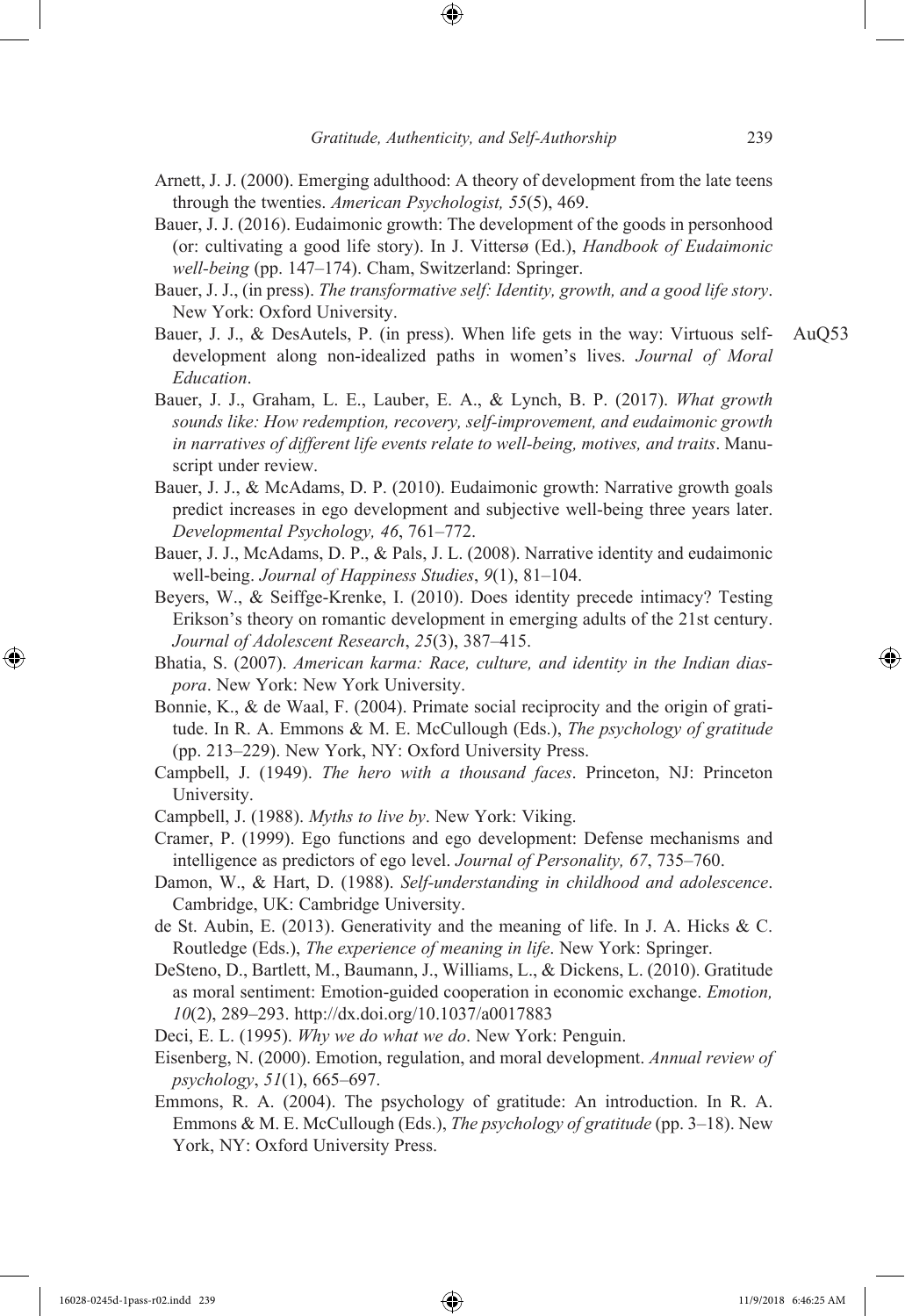Arnett, J. J. (2000). Emerging adulthood: A theory of development from the late teens through the twenties. *American Psychologist, 55*(5), 469.

Bauer, J. J. (2016). Eudaimonic growth: The development of the goods in personhood (or: cultivating a good life story). In J. Vittersø (Ed.), *Handbook of Eudaimonic well-being* (pp. 147–174). Cham, Switzerland: Springer.

Bauer, J. J., (in press). *The transformative self: Identity, growth, and a good life story*. New York: Oxford University.

Bauer, J. J., & DesAutels, P. (in press). When life gets in the way: Virtuous self-development along non-idealized paths in women's lives. *Journal of Moral Education*. AuQ53

Bauer, J. J., Graham, L. E., Lauber, E. A., & Lynch, B. P. (2017). *What growth sounds like: How redemption, recovery, self-improvement, and eudaimonic growth in narratives of different life events relate to well-being, motives, and traits*. Manuscript under review.

Bauer, J. J., & McAdams, D. P. (2010). Eudaimonic growth: Narrative growth goals predict increases in ego development and subjective well-being three years later. *Developmental Psychology, 46*, 761–772.

Bauer, J. J., McAdams, D. P., & Pals, J. L. (2008). Narrative identity and eudaimonic well-being. *Journal of Happiness Studies*, *9*(1), 81–104.

Beyers, W., & Seiffge-Krenke, I. (2010). Does identity precede intimacy? Testing Erikson's theory on romantic development in emerging adults of the 21st century. *Journal of Adolescent Research*, *25*(3), 387–415.

Bhatia, S. (2007). *American karma: Race, culture, and identity in the Indian diaspora*. New York: New York University.

Bonnie, K., & de Waal, F. (2004). Primate social reciprocity and the origin of gratitude. In R. A. Emmons & M. E. McCullough (Eds.), *The psychology of gratitude* (pp. 213–229). New York, NY: Oxford University Press.

Campbell, J. (1949). *The hero with a thousand faces*. Princeton, NJ: Princeton University.

Campbell, J. (1988). *Myths to live by*. New York: Viking.

Cramer, P. (1999). Ego functions and ego development: Defense mechanisms and intelligence as predictors of ego level. *Journal of Personality, 67*, 735–760.

Damon, W., & Hart, D. (1988). *Self-understanding in childhood and adolescence*. Cambridge, UK: Cambridge University.

de St. Aubin, E. (2013). Generativity and the meaning of life. In J. A. Hicks & C. Routledge (Eds.), *The experience of meaning in life*. New York: Springer.

DeSteno, D., Bartlett, M., Baumann, J., Williams, L., & Dickens, L. (2010). Gratitude as moral sentiment: Emotion-guided cooperation in economic exchange. *Emotion, 10*(2), 289–293. http://dx.doi.org/10.1037/a0017883

Deci, E. L. (1995). *Why we do what we do*. New York: Penguin.

Eisenberg, N. (2000). Emotion, regulation, and moral development. *Annual review of psychology*, *51*(1), 665–697.

Emmons, R. A. (2004). The psychology of gratitude: An introduction. In R. A. Emmons & M. E. McCullough (Eds.), *The psychology of gratitude* (pp. 3–18). New York, NY: Oxford University Press.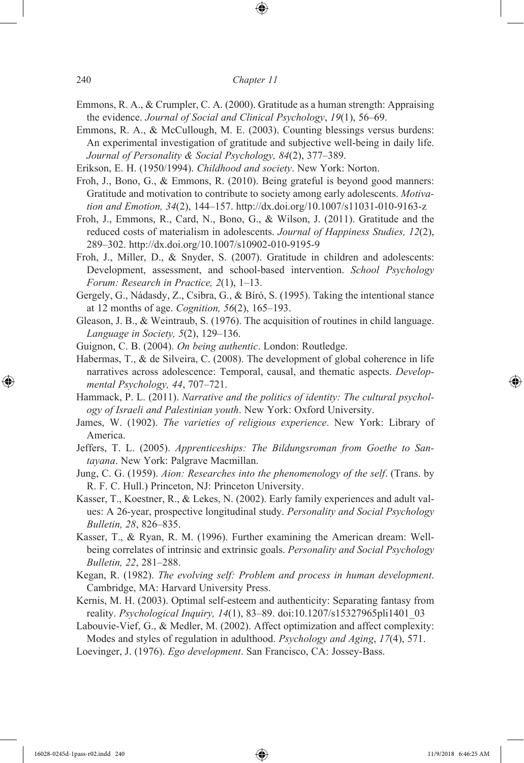Emmons, R. A., & Crumpler, C. A. (2000). Gratitude as a human strength: Appraising the evidence. *Journal of Social and Clinical Psychology*, *19*(1), 56–69.

Emmons, R. A., & McCullough, M. E. (2003). Counting blessings versus burdens: An experimental investigation of gratitude and subjective well-being in daily life. *Journal of Personality & Social Psychology, 84*(2), 377–389.

Erikson, E. H. (1950/1994). *Childhood and society*. New York: Norton.

Froh, J., Bono, G., & Emmons, R. (2010). Being grateful is beyond good manners: Gratitude and motivation to contribute to society among early adolescents. *Motivation and Emotion, 34*(2), 144–157. http://dx.doi.org/10.1007/s11031-010-9163-z

Froh, J., Emmons, R., Card, N., Bono, G., & Wilson, J. (2011). Gratitude and the reduced costs of materialism in adolescents. *Journal of Happiness Studies, 12*(2), 289–302. http://dx.doi.org/10.1007/s10902-010-9195-9

Froh, J., Miller, D., & Snyder, S. (2007). Gratitude in children and adolescents: Development, assessment, and school-based intervention. *School Psychology Forum: Research in Practice, 2*(1), 1–13.

Gergely, G., Nádasdy, Z., Csibra, G., & Bíró, S. (1995). Taking the intentional stance at 12 months of age. *Cognition, 56*(2), 165–193.

Gleason, J. B., & Weintraub, S. (1976). The acquisition of routines in child language. *Language in Society, 5*(2), 129–136.

Guignon, C. B. (2004). *On being authentic*. London: Routledge.

Habermas, T., & de Silveira, C. (2008). The development of global coherence in life narratives across adolescence: Temporal, causal, and thematic aspects. *Developmental Psychology, 44*, 707–721.

Hammack, P. L. (2011). *Narrative and the politics of identity: The cultural psychology of Israeli and Palestinian youth*. New York: Oxford University.

James, W. (1902). *The varieties of religious experience*. New York: Library of America.

Jeffers, T. L. (2005). *Apprenticeships: The Bildungsroman from Goethe to Santayana*. New York: Palgrave Macmillan.

Jung, C. G. (1959). *Aion: Researches into the phenomenology of the self*. (Trans. by R. F. C. Hull.) Princeton, NJ: Princeton University.

Kasser, T., Koestner, R., & Lekes, N. (2002). Early family experiences and adult values: A 26-year, prospective longitudinal study. *Personality and Social Psychology Bulletin, 28*, 826–835.

Kasser, T., & Ryan, R. M. (1996). Further examining the American dream: Well-being correlates of intrinsic and extrinsic goals. *Personality and Social Psychology Bulletin, 22*, 281–288.

Kegan, R. (1982). *The evolving self: Problem and process in human development*. Cambridge, MA: Harvard University Press.

Kernis, M. H. (2003). Optimal self-esteem and authenticity: Separating fantasy from reality. *Psychological Inquiry, 14*(1), 83–89. doi:10.1207/s15327965pli1401_03

Labouvie-Vief, G., & Medler, M. (2002). Affect optimization and affect complexity: Modes and styles of regulation in adulthood. *Psychology and Aging*, *17*(4), 571.

Loevinger, J. (1976). *Ego development*. San Francisco, CA: Jossey-Bass.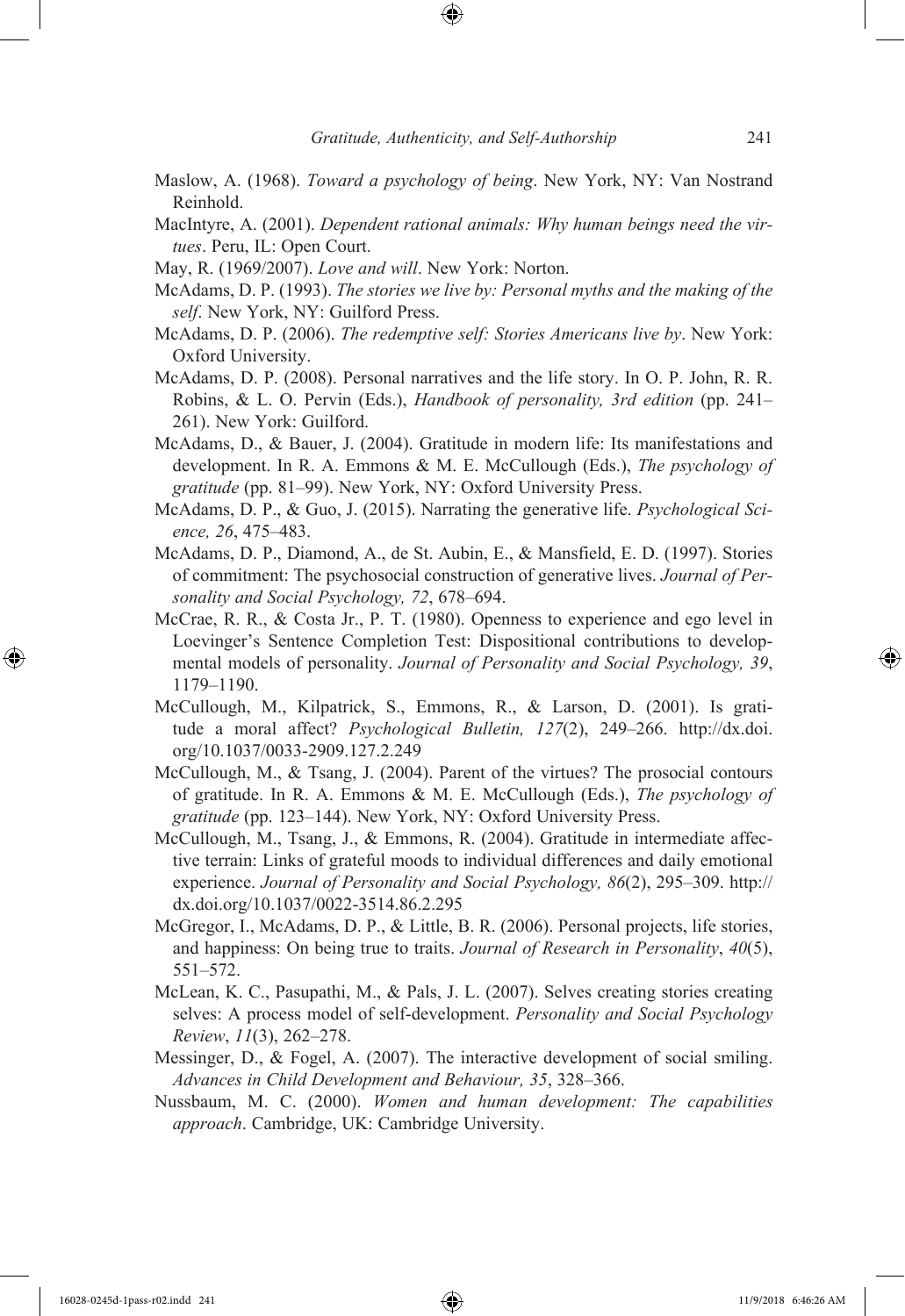Maslow, A. (1968). *Toward a psychology of being*. New York, NY: Van Nostrand Reinhold.

MacIntyre, A. (2001). *Dependent rational animals: Why human beings need the virtues*. Peru, IL: Open Court.

May, R. (1969/2007). *Love and will*. New York: Norton.

McAdams, D. P. (1993). *The stories we live by: Personal myths and the making of the self*. New York, NY: Guilford Press.

McAdams, D. P. (2006). *The redemptive self: Stories Americans live by*. New York: Oxford University.

McAdams, D. P. (2008). Personal narratives and the life story. In O. P. John, R. R. Robins, & L. O. Pervin (Eds.), *Handbook of personality, 3rd edition* (pp. 241–261). New York: Guilford.

McAdams, D., & Bauer, J. (2004). Gratitude in modern life: Its manifestations and development. In R. A. Emmons & M. E. McCullough (Eds.), *The psychology of gratitude* (pp. 81–99). New York, NY: Oxford University Press.

McAdams, D. P., & Guo, J. (2015). Narrating the generative life. *Psychological Science, 26*, 475–483.

McAdams, D. P., Diamond, A., de St. Aubin, E., & Mansfield, E. D. (1997). Stories of commitment: The psychosocial construction of generative lives. *Journal of Personality and Social Psychology, 72*, 678–694.

McCrae, R. R., & Costa Jr., P. T. (1980). Openness to experience and ego level in Loevinger's Sentence Completion Test: Dispositional contributions to developmental models of personality. *Journal of Personality and Social Psychology, 39*, 1179–1190.

McCullough, M., Kilpatrick, S., Emmons, R., & Larson, D. (2001). Is gratitude a moral affect? *Psychological Bulletin, 127*(2), 249–266. http://dx.doi.org/10.1037/0033-2909.127.2.249

McCullough, M., & Tsang, J. (2004). Parent of the virtues? The prosocial contours of gratitude. In R. A. Emmons & M. E. McCullough (Eds.), *The psychology of gratitude* (pp. 123–144). New York, NY: Oxford University Press.

McCullough, M., Tsang, J., & Emmons, R. (2004). Gratitude in intermediate affective terrain: Links of grateful moods to individual differences and daily emotional experience. *Journal of Personality and Social Psychology, 86*(2), 295–309. http://dx.doi.org/10.1037/0022-3514.86.2.295

McGregor, I., McAdams, D. P., & Little, B. R. (2006). Personal projects, life stories, and happiness: On being true to traits. *Journal of Research in Personality*, *40*(5), 551–572.

McLean, K. C., Pasupathi, M., & Pals, J. L. (2007). Selves creating stories creating selves: A process model of self-development. *Personality and Social Psychology Review*, *11*(3), 262–278.

Messinger, D., & Fogel, A. (2007). The interactive development of social smiling. *Advances in Child Development and Behaviour, 35*, 328–366.

Nussbaum, M. C. (2000). *Women and human development: The capabilities approach*. Cambridge, UK: Cambridge University.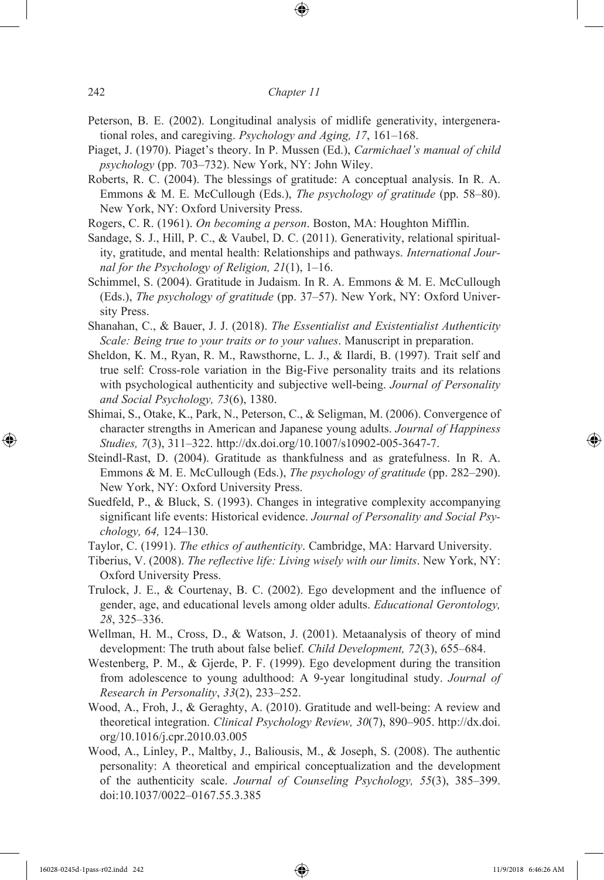Peterson, B. E. (2002). Longitudinal analysis of midlife generativity, intergenerational roles, and caregiving. *Psychology and Aging, 17*, 161–168.

Piaget, J. (1970). Piaget's theory. In P. Mussen (Ed.), *Carmichael's manual of child psychology* (pp. 703–732). New York, NY: John Wiley.

Roberts, R. C. (2004). The blessings of gratitude: A conceptual analysis. In R. A. Emmons & M. E. McCullough (Eds.), *The psychology of gratitude* (pp. 58–80). New York, NY: Oxford University Press.

Rogers, C. R. (1961). *On becoming a person*. Boston, MA: Houghton Mifflin.

Sandage, S. J., Hill, P. C., & Vaubel, D. C. (2011). Generativity, relational spirituality, gratitude, and mental health: Relationships and pathways. *International Journal for the Psychology of Religion, 21*(1), 1–16.

Schimmel, S. (2004). Gratitude in Judaism. In R. A. Emmons & M. E. McCullough (Eds.), *The psychology of gratitude* (pp. 37–57). New York, NY: Oxford University Press.

Shanahan, C., & Bauer, J. J. (2018). *The Essentialist and Existentialist Authenticity Scale: Being true to your traits or to your values*. Manuscript in preparation.

Sheldon, K. M., Ryan, R. M., Rawsthorne, L. J., & Ilardi, B. (1997). Trait self and true self: Cross-role variation in the Big-Five personality traits and its relations with psychological authenticity and subjective well-being. *Journal of Personality and Social Psychology, 73*(6), 1380.

Shimai, S., Otake, K., Park, N., Peterson, C., & Seligman, M. (2006). Convergence of character strengths in American and Japanese young adults. *Journal of Happiness Studies, 7*(3), 311–322. http://dx.doi.org/10.1007/s10902-005-3647-7.

Steindl-Rast, D. (2004). Gratitude as thankfulness and as gratefulness. In R. A. Emmons & M. E. McCullough (Eds.), *The psychology of gratitude* (pp. 282–290). New York, NY: Oxford University Press.

Suedfeld, P., & Bluck, S. (1993). Changes in integrative complexity accompanying significant life events: Historical evidence. *Journal of Personality and Social Psychology, 64,* 124–130.

Taylor, C. (1991). *The ethics of authenticity*. Cambridge, MA: Harvard University.

Tiberius, V. (2008). *The reflective life: Living wisely with our limits*. New York, NY: Oxford University Press.

Trulock, J. E., & Courtenay, B. C. (2002). Ego development and the influence of gender, age, and educational levels among older adults. *Educational Gerontology, 28*, 325–336.

Wellman, H. M., Cross, D., & Watson, J. (2001). Metaanalysis of theory of mind development: The truth about false belief. *Child Development, 72*(3), 655–684.

Westenberg, P. M., & Gjerde, P. F. (1999). Ego development during the transition from adolescence to young adulthood: A 9-year longitudinal study. *Journal of Research in Personality*, *33*(2), 233–252.

Wood, A., Froh, J., & Geraghty, A. (2010). Gratitude and well-being: A review and theoretical integration. *Clinical Psychology Review, 30*(7), 890–905. http://dx.doi.org/10.1016/j.cpr.2010.03.005

Wood, A., Linley, P., Maltby, J., Baliousis, M., & Joseph, S. (2008). The authentic personality: A theoretical and empirical conceptualization and the development of the authenticity scale. *Journal of Counseling Psychology, 55*(3), 385–399. doi:10.1037/0022–0167.55.3.385